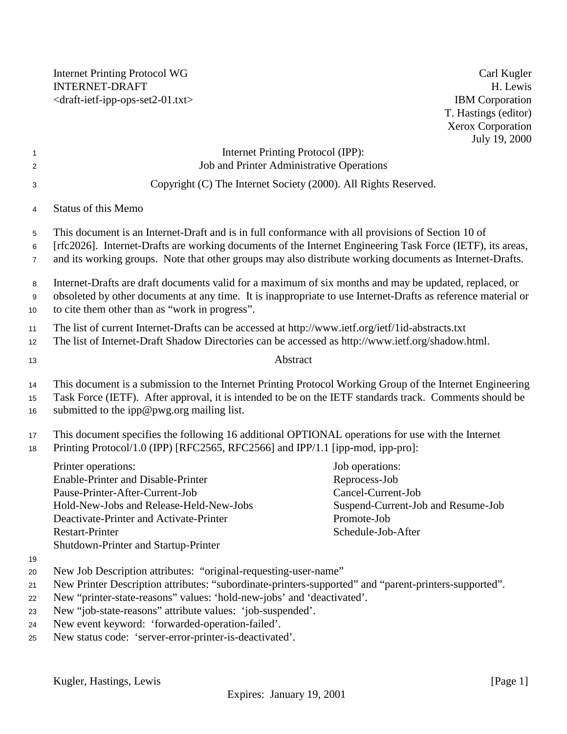Internet Printing Protocol WG
INTERNET-DRAFT
<draft-ietf-ipp-ops-set2-01.txt>

Carl Kugler
H. Lewis
IBM Corporation
T. Hastings (editor)
Xerox Corporation
July 19, 2000

# Internet Printing Protocol (IPP): Job and Printer Administrative Operations

Copyright (C) The Internet Society (2000). All Rights Reserved.

## Status of this Memo

This document is an Internet-Draft and is in full conformance with all provisions of Section 10 of [rfc2026]. Internet-Drafts are working documents of the Internet Engineering Task Force (IETF), its areas, and its working groups. Note that other groups may also distribute working documents as Internet-Drafts.

Internet-Drafts are draft documents valid for a maximum of six months and may be updated, replaced, or obsoleted by other documents at any time. It is inappropriate to use Internet-Drafts as reference material or to cite them other than as "work in progress".

The list of current Internet-Drafts can be accessed at http://www.ietf.org/ietf/1id-abstracts.txt
The list of Internet-Draft Shadow Directories can be accessed as http://www.ietf.org/shadow.html.

## Abstract

This document is a submission to the Internet Printing Protocol Working Group of the Internet Engineering Task Force (IETF). After approval, it is intended to be on the IETF standards track. Comments should be submitted to the ipp@pwg.org mailing list.

This document specifies the following 16 additional OPTIONAL operations for use with the Internet Printing Protocol/1.0 (IPP) [RFC2565, RFC2566] and IPP/1.1 [ipp-mod, ipp-pro]:

| Printer operations: | Job operations: |
|---|---|
| Enable-Printer and Disable-Printer | Reprocess-Job |
| Pause-Printer-After-Current-Job | Cancel-Current-Job |
| Hold-New-Jobs and Release-Held-New-Jobs | Suspend-Current-Job and Resume-Job |
| Deactivate-Printer and Activate-Printer | Promote-Job |
| Restart-Printer | Schedule-Job-After |
| Shutdown-Printer and Startup-Printer | |

New Job Description attributes: "original-requesting-user-name"
New Printer Description attributes: "subordinate-printers-supported" and "parent-printers-supported".
New "printer-state-reasons" values: 'hold-new-jobs' and 'deactivated'.
New "job-state-reasons" attribute values: 'job-suspended'.
New event keyword: 'forwarded-operation-failed'.
New status code: 'server-error-printer-is-deactivated'.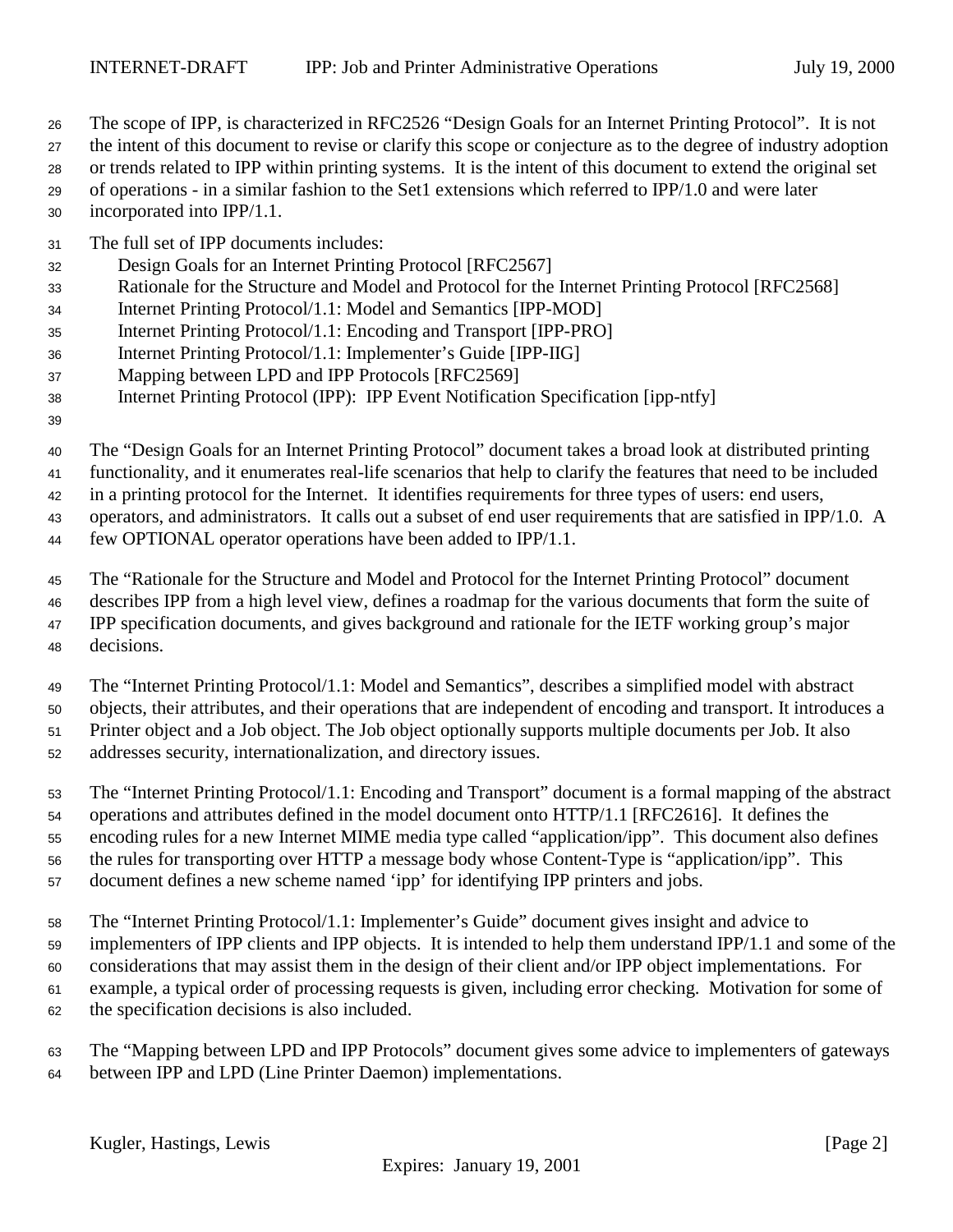The scope of IPP, is characterized in RFC2526 "Design Goals for an Internet Printing Protocol". It is not the intent of this document to revise or clarify this scope or conjecture as to the degree of industry adoption or trends related to IPP within printing systems. It is the intent of this document to extend the original set of operations - in a similar fashion to the Set1 extensions which referred to IPP/1.0 and were later incorporated into IPP/1.1.

The full set of IPP documents includes:

- Design Goals for an Internet Printing Protocol [RFC2567]
- Rationale for the Structure and Model and Protocol for the Internet Printing Protocol [RFC2568]
- Internet Printing Protocol/1.1: Model and Semantics [IPP-MOD]
- Internet Printing Protocol/1.1: Encoding and Transport [IPP-PRO]
- Internet Printing Protocol/1.1: Implementer's Guide [IPP-IIG]
- Mapping between LPD and IPP Protocols [RFC2569]
- Internet Printing Protocol (IPP): IPP Event Notification Specification [ipp-ntfy]

The "Design Goals for an Internet Printing Protocol" document takes a broad look at distributed printing functionality, and it enumerates real-life scenarios that help to clarify the features that need to be included in a printing protocol for the Internet. It identifies requirements for three types of users: end users, operators, and administrators. It calls out a subset of end user requirements that are satisfied in IPP/1.0. A few OPTIONAL operator operations have been added to IPP/1.1.

The "Rationale for the Structure and Model and Protocol for the Internet Printing Protocol" document describes IPP from a high level view, defines a roadmap for the various documents that form the suite of IPP specification documents, and gives background and rationale for the IETF working group's major decisions.

The "Internet Printing Protocol/1.1: Model and Semantics", describes a simplified model with abstract objects, their attributes, and their operations that are independent of encoding and transport. It introduces a Printer object and a Job object. The Job object optionally supports multiple documents per Job. It also addresses security, internationalization, and directory issues.

The "Internet Printing Protocol/1.1: Encoding and Transport" document is a formal mapping of the abstract operations and attributes defined in the model document onto HTTP/1.1 [RFC2616]. It defines the encoding rules for a new Internet MIME media type called "application/ipp". This document also defines the rules for transporting over HTTP a message body whose Content-Type is "application/ipp". This document defines a new scheme named 'ipp' for identifying IPP printers and jobs.

The "Internet Printing Protocol/1.1: Implementer's Guide" document gives insight and advice to implementers of IPP clients and IPP objects. It is intended to help them understand IPP/1.1 and some of the considerations that may assist them in the design of their client and/or IPP object implementations. For example, a typical order of processing requests is given, including error checking. Motivation for some of the specification decisions is also included.

The "Mapping between LPD and IPP Protocols" document gives some advice to implementers of gateways between IPP and LPD (Line Printer Daemon) implementations.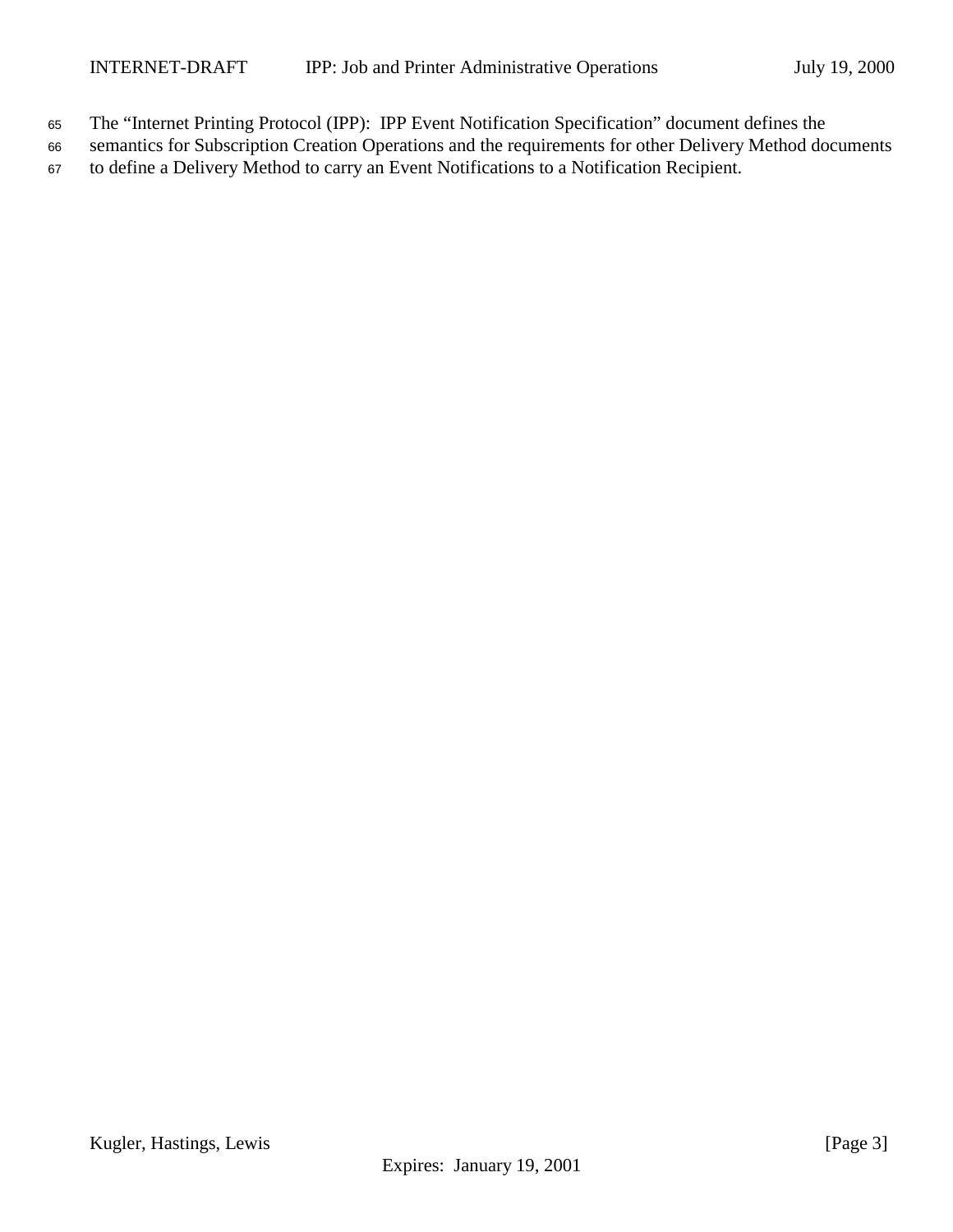The “Internet Printing Protocol (IPP): IPP Event Notification Specification” document defines the semantics for Subscription Creation Operations and the requirements for other Delivery Method documents to define a Delivery Method to carry an Event Notifications to a Notification Recipient.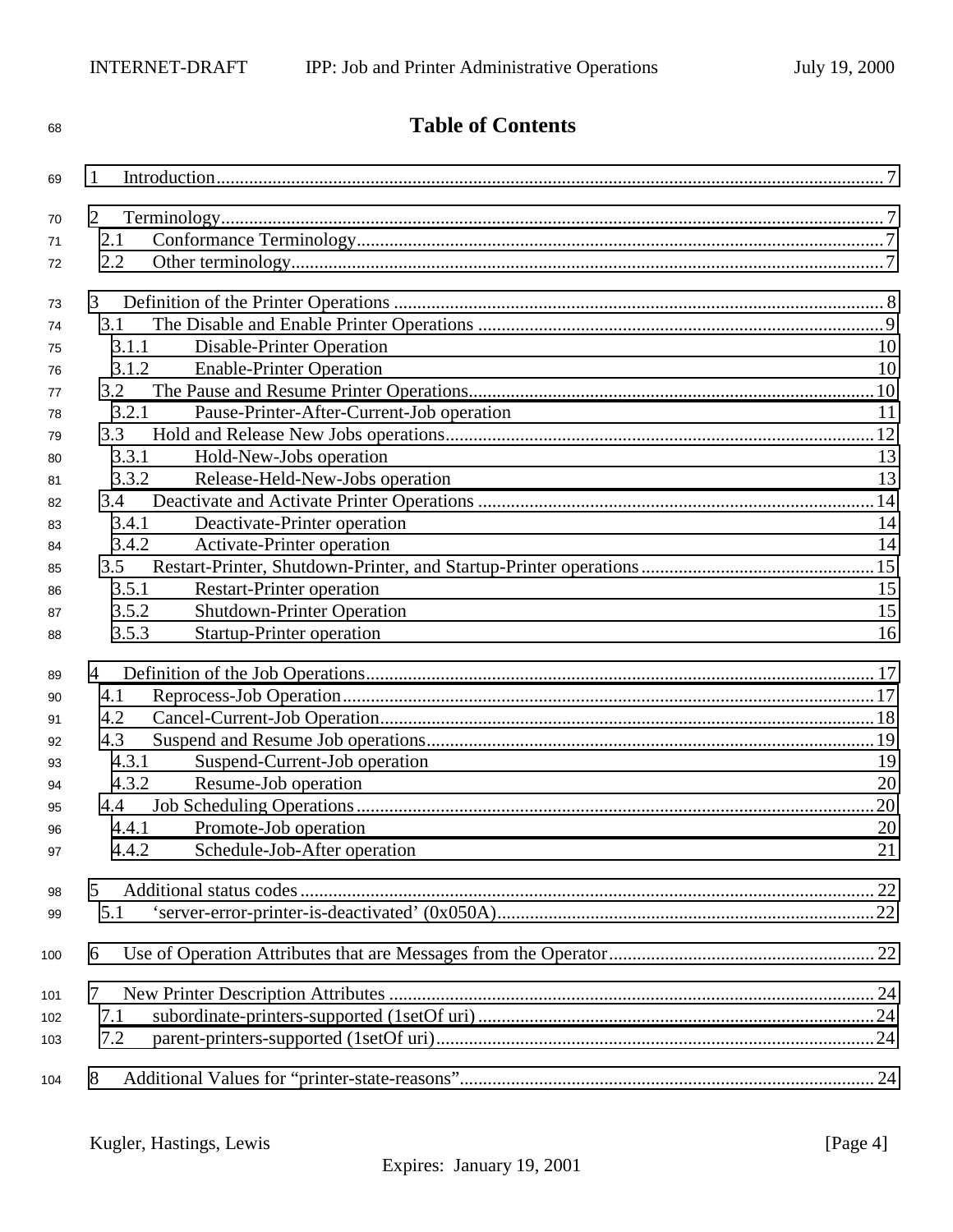# Table of Contents

1 Introduction....................................................................................................................................... 7

2 Terminology....................................................................................................................................... 7
  2.1 Conformance Terminology.................................................................................................................. 7
  2.2 Other terminology................................................................................................................................. 7

3 Definition of the Printer Operations ......................................................................................................... 8
  3.1 The Disable and Enable Printer Operations ......................................................................................... 9
    3.1.1 Disable-Printer Operation 10
    3.1.2 Enable-Printer Operation 10
  3.2 The Pause and Resume Printer Operations.......................................................................................... 10
    3.2.1 Pause-Printer-After-Current-Job operation 11
  3.3 Hold and Release New Jobs operations............................................................................................... 12
    3.3.1 Hold-New-Jobs operation 13
    3.3.2 Release-Held-New-Jobs operation 13
  3.4 Deactivate and Activate Printer Operations ......................................................................................... 14
    3.4.1 Deactivate-Printer operation 14
    3.4.2 Activate-Printer operation 14
  3.5 Restart-Printer, Shutdown-Printer, and Startup-Printer operations.................................................. 15
    3.5.1 Restart-Printer operation 15
    3.5.2 Shutdown-Printer Operation 15
    3.5.3 Startup-Printer operation 16

4 Definition of the Job Operations............................................................................................................. 17
  4.1 Reprocess-Job Operation..................................................................................................................... 17
  4.2 Cancel-Current-Job Operation............................................................................................................. 18
  4.3 Suspend and Resume Job operations................................................................................................... 19
    4.3.1 Suspend-Current-Job operation 19
    4.3.2 Resume-Job operation 20
  4.4 Job Scheduling Operations.................................................................................................................. 20
    4.4.1 Promote-Job operation 20
    4.4.2 Schedule-Job-After operation 21

5 Additional status codes ........................................................................................................................... 22
  5.1 'server-error-printer-is-deactivated' (0x050A).................................................................................... 22

6 Use of Operation Attributes that are Messages from the Operator......................................................... 22

7 New Printer Description Attributes ......................................................................................................... 24
  7.1 subordinate-printers-supported (1setOf uri)........................................................................................ 24
  7.2 parent-printers-supported (1setOf uri)................................................................................................. 24

8 Additional Values for "printer-state-reasons"........................................................................................... 24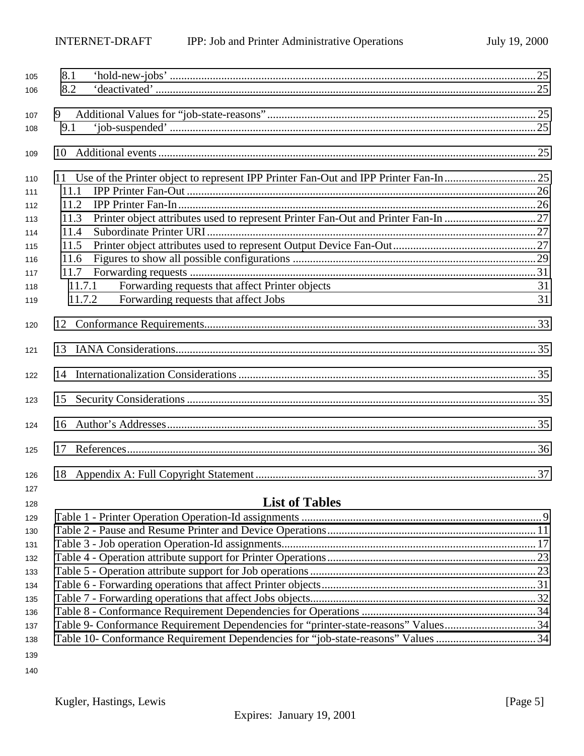8.1 'hold-new-jobs' ........................................................................................................................ 25
8.2 'deactivated' .............................................................................................................................. 25

9 Additional Values for "job-state-reasons" ................................................................................... 25
9.1 'job-suspended' ........................................................................................................................ 25

10 Additional events ............................................................................................................................. 25

11 Use of the Printer object to represent IPP Printer Fan-Out and IPP Printer Fan-In ............................... 25
11.1 IPP Printer Fan-Out ................................................................................................................... 26
11.2 IPP Printer Fan-In ...................................................................................................................... 26
11.3 Printer object attributes used to represent Printer Fan-Out and Printer Fan-In ................................ 27
11.4 Subordinate Printer URI ............................................................................................................ 27
11.5 Printer object attributes used to represent Output Device Fan-Out ................................................ 27
11.6 Figures to show all possible configurations ................................................................................ 29
11.7 Forwarding requests .................................................................................................................. 31
11.7.1 Forwarding requests that affect Printer objects 31
11.7.2 Forwarding requests that affect Jobs 31

12 Conformance Requirements ............................................................................................................. 33

13 IANA Considerations ....................................................................................................................... 35

14 Internationalization Considerations .................................................................................................. 35

15 Security Considerations ................................................................................................................... 35

16 Author's Addresses .......................................................................................................................... 35

17 References ........................................................................................................................................ 36

18 Appendix A: Full Copyright Statement ............................................................................................ 37

## List of Tables

Table 1 - Printer Operation Operation-Id assignments ........................................................................... 9
Table 2 - Pause and Resume Printer and Device Operations .................................................................. 11
Table 3 - Job operation Operation-Id assignments .................................................................................. 17
Table 4 - Operation attribute support for Printer Operations ................................................................... 23
Table 5 - Operation attribute support for Job operations ......................................................................... 23
Table 6 - Forwarding operations that affect Printer objects .................................................................... 31
Table 7 - Forwarding operations that affect Jobs objects ........................................................................ 32
Table 8 - Conformance Requirement Dependencies for Operations ........................................................ 34
Table 9- Conformance Requirement Dependencies for "printer-state-reasons" Values ............................ 34
Table 10- Conformance Requirement Dependencies for "job-state-reasons" Values ................................ 34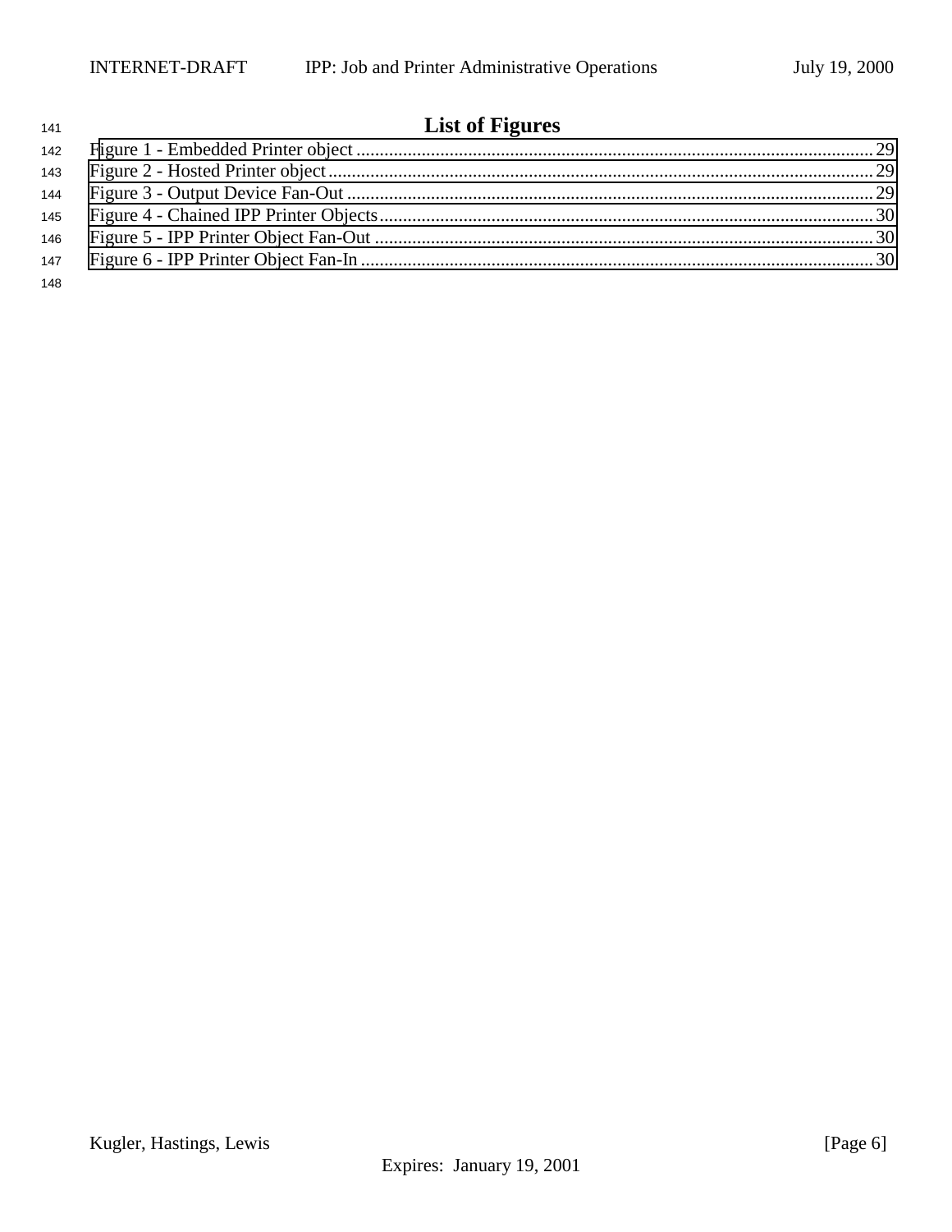# List of Figures

Figure 1 - Embedded Printer object ............................................................................................................. 29
Figure 2 - Hosted Printer object ................................................................................................................... 29
Figure 3 - Output Device Fan-Out ............................................................................................................... 29
Figure 4 - Chained IPP Printer Objects ........................................................................................................ 30
Figure 5 - IPP Printer Object Fan-Out .......................................................................................................... 30
Figure 6 - IPP Printer Object Fan-In ............................................................................................................. 30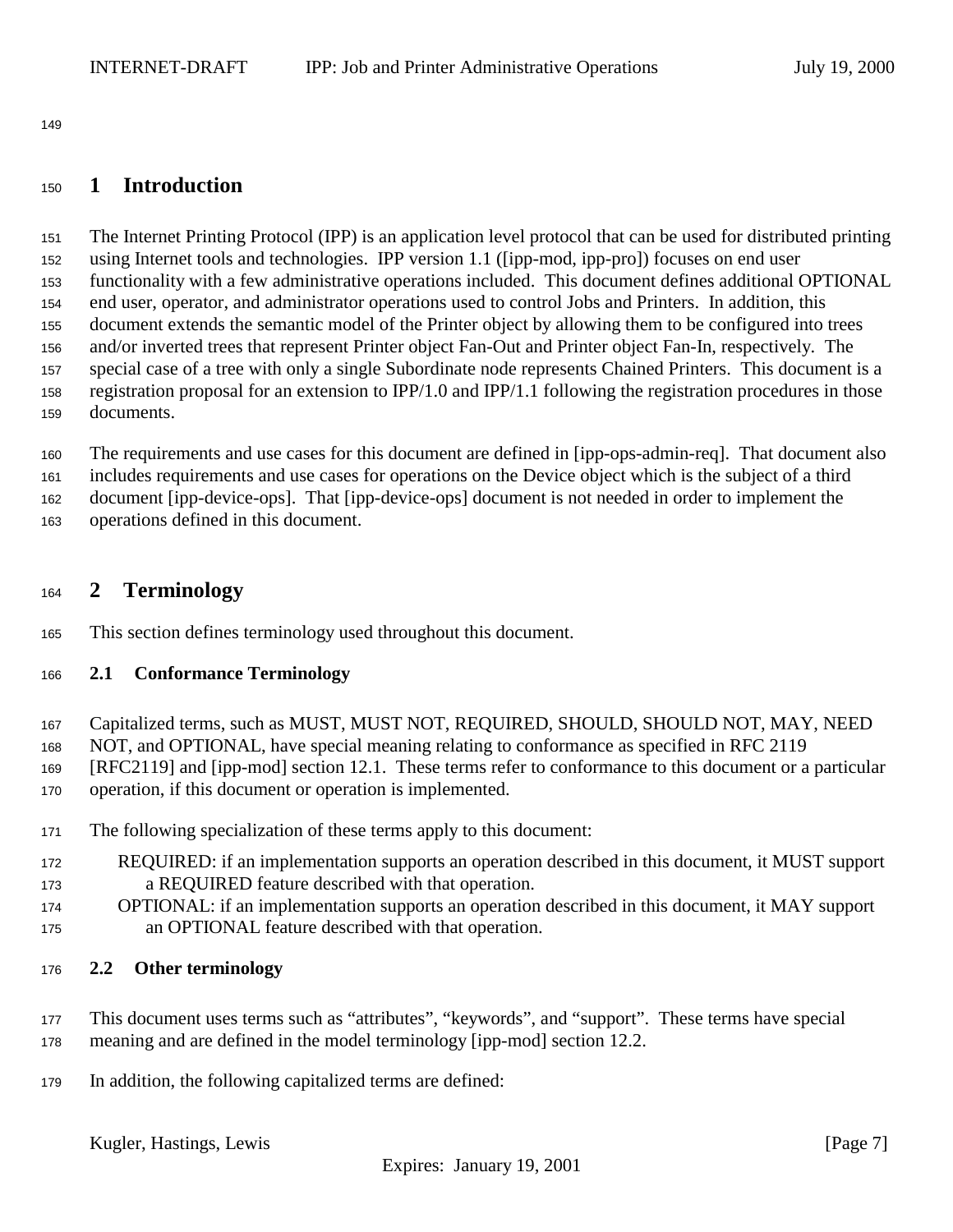# 1 Introduction

The Internet Printing Protocol (IPP) is an application level protocol that can be used for distributed printing using Internet tools and technologies. IPP version 1.1 ([ipp-mod, ipp-pro]) focuses on end user functionality with a few administrative operations included. This document defines additional OPTIONAL end user, operator, and administrator operations used to control Jobs and Printers. In addition, this document extends the semantic model of the Printer object by allowing them to be configured into trees and/or inverted trees that represent Printer object Fan-Out and Printer object Fan-In, respectively. The special case of a tree with only a single Subordinate node represents Chained Printers. This document is a registration proposal for an extension to IPP/1.0 and IPP/1.1 following the registration procedures in those documents.

The requirements and use cases for this document are defined in [ipp-ops-admin-req]. That document also includes requirements and use cases for operations on the Device object which is the subject of a third document [ipp-device-ops]. That [ipp-device-ops] document is not needed in order to implement the operations defined in this document.

# 2 Terminology

This section defines terminology used throughout this document.

## 2.1 Conformance Terminology

Capitalized terms, such as MUST, MUST NOT, REQUIRED, SHOULD, SHOULD NOT, MAY, NEED NOT, and OPTIONAL, have special meaning relating to conformance as specified in RFC 2119 [RFC2119] and [ipp-mod] section 12.1. These terms refer to conformance to this document or a particular operation, if this document or operation is implemented.

The following specialization of these terms apply to this document:

- REQUIRED: if an implementation supports an operation described in this document, it MUST support a REQUIRED feature described with that operation.
- OPTIONAL: if an implementation supports an operation described in this document, it MAY support an OPTIONAL feature described with that operation.

## 2.2 Other terminology

This document uses terms such as “attributes”, “keywords”, and “support”. These terms have special meaning and are defined in the model terminology [ipp-mod] section 12.2.

In addition, the following capitalized terms are defined: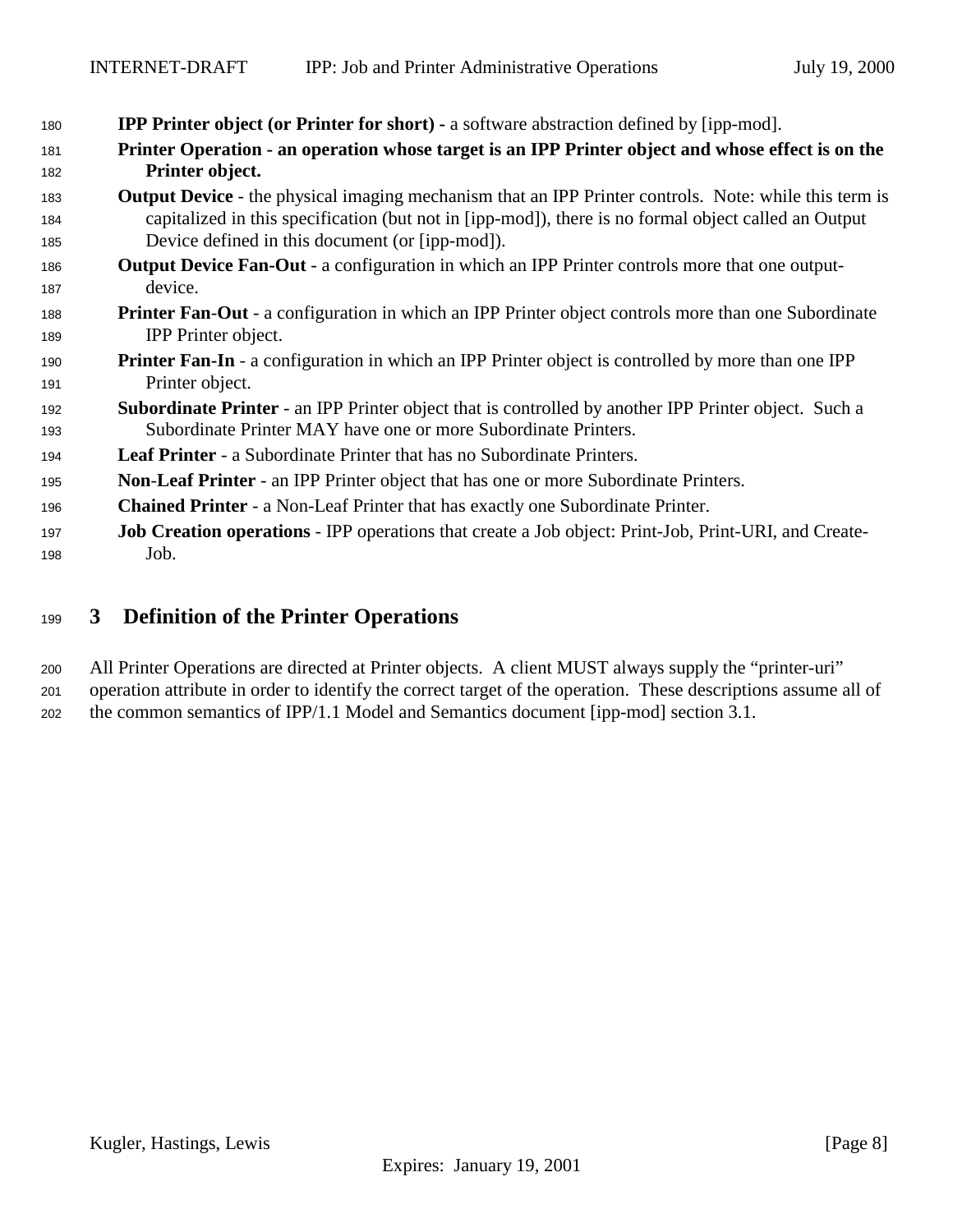**IPP Printer object (or Printer for short) -** a software abstraction defined by [ipp-mod].

**Printer Operation - an operation whose target is an IPP Printer object and whose effect is on the Printer object.**

**Output Device** - the physical imaging mechanism that an IPP Printer controls. Note: while this term is capitalized in this specification (but not in [ipp-mod]), there is no formal object called an Output Device defined in this document (or [ipp-mod]).

**Output Device Fan-Out** - a configuration in which an IPP Printer controls more that one output-device.

**Printer Fan-Out** - a configuration in which an IPP Printer object controls more than one Subordinate IPP Printer object.

**Printer Fan-In** - a configuration in which an IPP Printer object is controlled by more than one IPP Printer object.

**Subordinate Printer** - an IPP Printer object that is controlled by another IPP Printer object. Such a Subordinate Printer MAY have one or more Subordinate Printers.

**Leaf Printer** - a Subordinate Printer that has no Subordinate Printers.

**Non-Leaf Printer** - an IPP Printer object that has one or more Subordinate Printers.

**Chained Printer** - a Non-Leaf Printer that has exactly one Subordinate Printer.

**Job Creation operations** - IPP operations that create a Job object: Print-Job, Print-URI, and Create-Job.

# 3 Definition of the Printer Operations

All Printer Operations are directed at Printer objects. A client MUST always supply the "printer-uri" operation attribute in order to identify the correct target of the operation. These descriptions assume all of the common semantics of IPP/1.1 Model and Semantics document [ipp-mod] section 3.1.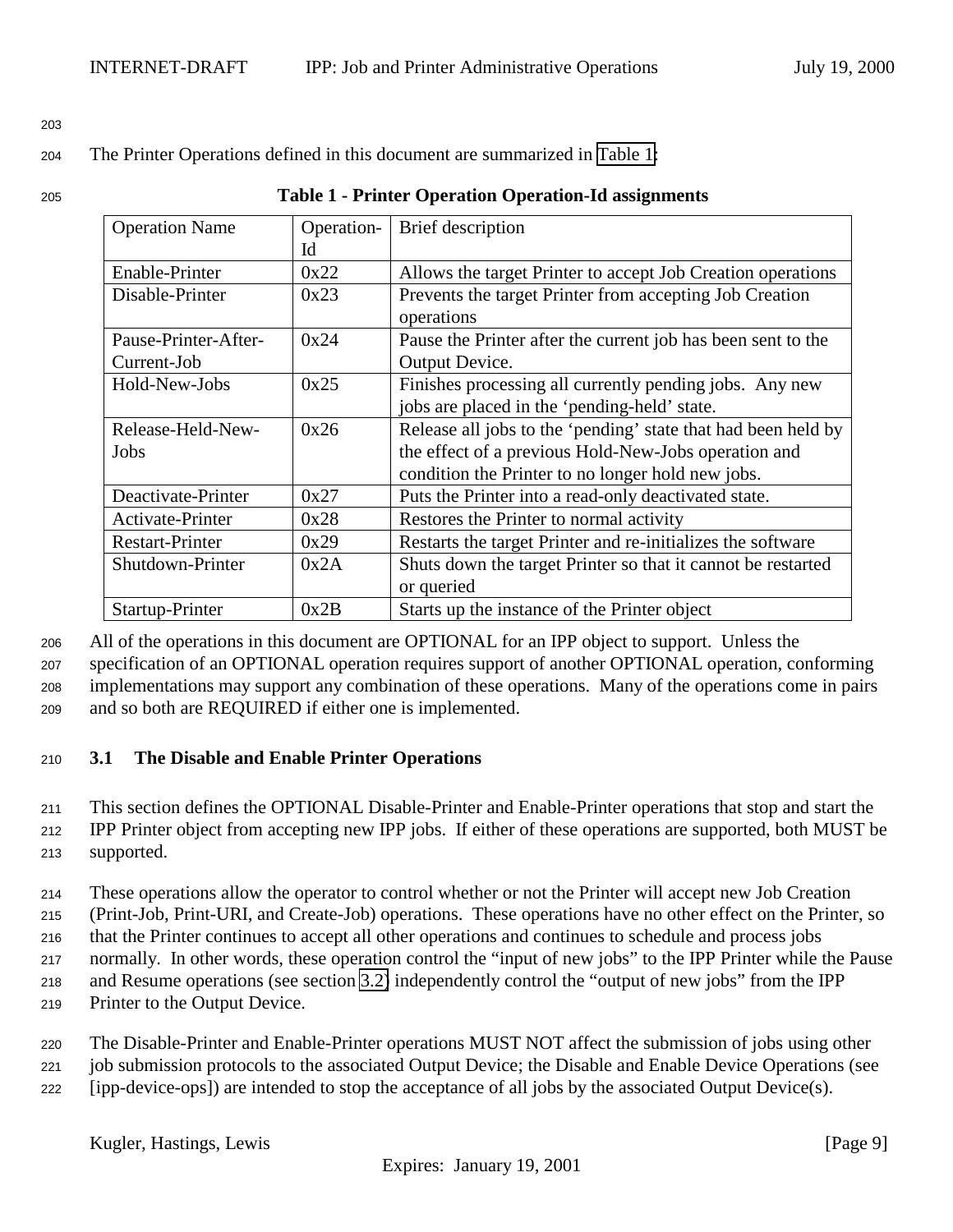The Printer Operations defined in this document are summarized in Table 1:

**Table 1 - Printer Operation Operation-Id assignments**

| Operation Name | Operation-Id | Brief description |
|---|---|---|
| Enable-Printer | 0x22 | Allows the target Printer to accept Job Creation operations |
| Disable-Printer | 0x23 | Prevents the target Printer from accepting Job Creation operations |
| Pause-Printer-After-Current-Job | 0x24 | Pause the Printer after the current job has been sent to the Output Device. |
| Hold-New-Jobs | 0x25 | Finishes processing all currently pending jobs. Any new jobs are placed in the 'pending-held' state. |
| Release-Held-New-Jobs | 0x26 | Release all jobs to the 'pending' state that had been held by the effect of a previous Hold-New-Jobs operation and condition the Printer to no longer hold new jobs. |
| Deactivate-Printer | 0x27 | Puts the Printer into a read-only deactivated state. |
| Activate-Printer | 0x28 | Restores the Printer to normal activity |
| Restart-Printer | 0x29 | Restarts the target Printer and re-initializes the software |
| Shutdown-Printer | 0x2A | Shuts down the target Printer so that it cannot be restarted or queried |
| Startup-Printer | 0x2B | Starts up the instance of the Printer object |

All of the operations in this document are OPTIONAL for an IPP object to support. Unless the specification of an OPTIONAL operation requires support of another OPTIONAL operation, conforming implementations may support any combination of these operations. Many of the operations come in pairs and so both are REQUIRED if either one is implemented.

## 3.1 The Disable and Enable Printer Operations

This section defines the OPTIONAL Disable-Printer and Enable-Printer operations that stop and start the IPP Printer object from accepting new IPP jobs. If either of these operations are supported, both MUST be supported.

These operations allow the operator to control whether or not the Printer will accept new Job Creation (Print-Job, Print-URI, and Create-Job) operations. These operations have no other effect on the Printer, so that the Printer continues to accept all other operations and continues to schedule and process jobs normally. In other words, these operation control the "input of new jobs" to the IPP Printer while the Pause and Resume operations (see section 3.2) independently control the "output of new jobs" from the IPP Printer to the Output Device.

The Disable-Printer and Enable-Printer operations MUST NOT affect the submission of jobs using other job submission protocols to the associated Output Device; the Disable and Enable Device Operations (see [ipp-device-ops]) are intended to stop the acceptance of all jobs by the associated Output Device(s).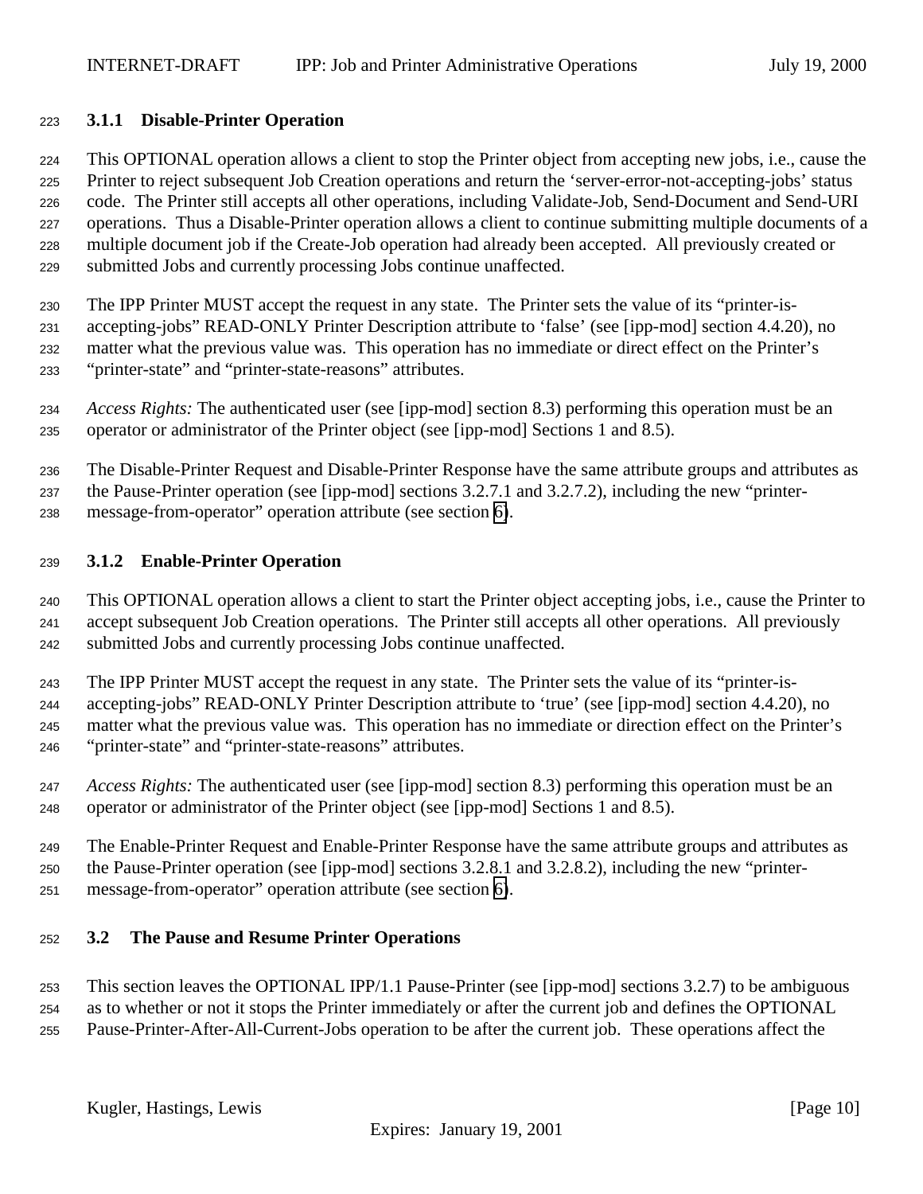### 3.1.1 Disable-Printer Operation

This OPTIONAL operation allows a client to stop the Printer object from accepting new jobs, i.e., cause the Printer to reject subsequent Job Creation operations and return the 'server-error-not-accepting-jobs' status code. The Printer still accepts all other operations, including Validate-Job, Send-Document and Send-URI operations. Thus a Disable-Printer operation allows a client to continue submitting multiple documents of a multiple document job if the Create-Job operation had already been accepted. All previously created or submitted Jobs and currently processing Jobs continue unaffected.

The IPP Printer MUST accept the request in any state. The Printer sets the value of its "printer-is-accepting-jobs" READ-ONLY Printer Description attribute to 'false' (see [ipp-mod] section 4.4.20), no matter what the previous value was. This operation has no immediate or direct effect on the Printer's "printer-state" and "printer-state-reasons" attributes.

*Access Rights:* The authenticated user (see [ipp-mod] section 8.3) performing this operation must be an operator or administrator of the Printer object (see [ipp-mod] Sections 1 and 8.5).

The Disable-Printer Request and Disable-Printer Response have the same attribute groups and attributes as the Pause-Printer operation (see [ipp-mod] sections 3.2.7.1 and 3.2.7.2), including the new "printer-message-from-operator" operation attribute (see section 6).

### 3.1.2 Enable-Printer Operation

This OPTIONAL operation allows a client to start the Printer object accepting jobs, i.e., cause the Printer to accept subsequent Job Creation operations. The Printer still accepts all other operations. All previously submitted Jobs and currently processing Jobs continue unaffected.

The IPP Printer MUST accept the request in any state. The Printer sets the value of its "printer-is-accepting-jobs" READ-ONLY Printer Description attribute to 'true' (see [ipp-mod] section 4.4.20), no matter what the previous value was. This operation has no immediate or direction effect on the Printer's "printer-state" and "printer-state-reasons" attributes.

*Access Rights:* The authenticated user (see [ipp-mod] section 8.3) performing this operation must be an operator or administrator of the Printer object (see [ipp-mod] Sections 1 and 8.5).

The Enable-Printer Request and Enable-Printer Response have the same attribute groups and attributes as the Pause-Printer operation (see [ipp-mod] sections 3.2.8.1 and 3.2.8.2), including the new "printer-message-from-operator" operation attribute (see section 6).

## 3.2 The Pause and Resume Printer Operations

This section leaves the OPTIONAL IPP/1.1 Pause-Printer (see [ipp-mod] sections 3.2.7) to be ambiguous as to whether or not it stops the Printer immediately or after the current job and defines the OPTIONAL Pause-Printer-After-All-Current-Jobs operation to be after the current job. These operations affect the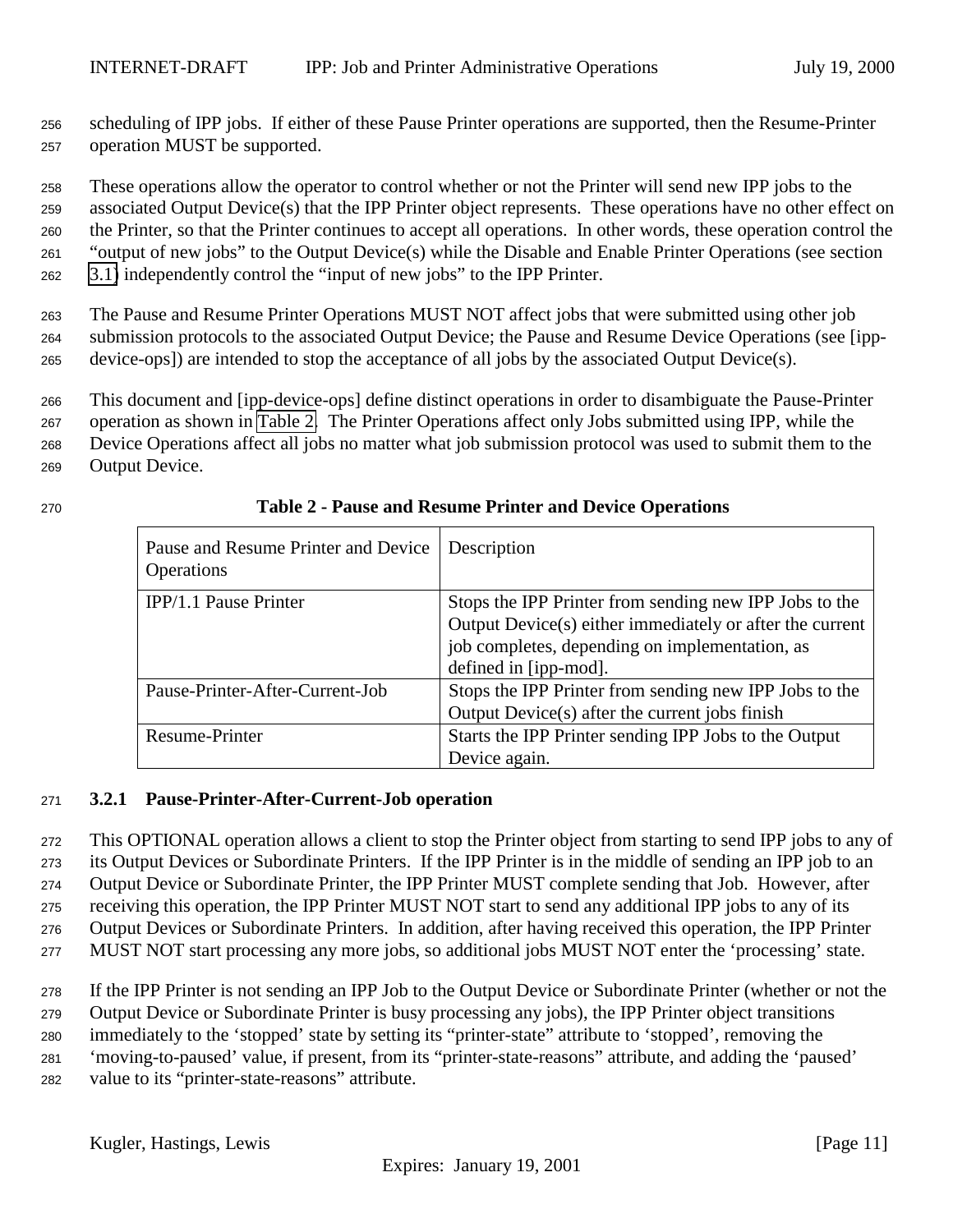scheduling of IPP jobs. If either of these Pause Printer operations are supported, then the Resume-Printer operation MUST be supported.

These operations allow the operator to control whether or not the Printer will send new IPP jobs to the associated Output Device(s) that the IPP Printer object represents. These operations have no other effect on the Printer, so that the Printer continues to accept all operations. In other words, these operation control the "output of new jobs" to the Output Device(s) while the Disable and Enable Printer Operations (see section 3.1) independently control the "input of new jobs" to the IPP Printer.

The Pause and Resume Printer Operations MUST NOT affect jobs that were submitted using other job submission protocols to the associated Output Device; the Pause and Resume Device Operations (see [ipp-device-ops]) are intended to stop the acceptance of all jobs by the associated Output Device(s).

This document and [ipp-device-ops] define distinct operations in order to disambiguate the Pause-Printer operation as shown in Table 2. The Printer Operations affect only Jobs submitted using IPP, while the Device Operations affect all jobs no matter what job submission protocol was used to submit them to the Output Device.

**Table 2 - Pause and Resume Printer and Device Operations**

| Pause and Resume Printer and Device Operations | Description |
|---|---|
| IPP/1.1 Pause Printer | Stops the IPP Printer from sending new IPP Jobs to the Output Device(s) either immediately or after the current job completes, depending on implementation, as defined in [ipp-mod]. |
| Pause-Printer-After-Current-Job | Stops the IPP Printer from sending new IPP Jobs to the Output Device(s) after the current jobs finish |
| Resume-Printer | Starts the IPP Printer sending IPP Jobs to the Output Device again. |

### 3.2.1 Pause-Printer-After-Current-Job operation

This OPTIONAL operation allows a client to stop the Printer object from starting to send IPP jobs to any of its Output Devices or Subordinate Printers. If the IPP Printer is in the middle of sending an IPP job to an Output Device or Subordinate Printer, the IPP Printer MUST complete sending that Job. However, after receiving this operation, the IPP Printer MUST NOT start to send any additional IPP jobs to any of its Output Devices or Subordinate Printers. In addition, after having received this operation, the IPP Printer MUST NOT start processing any more jobs, so additional jobs MUST NOT enter the 'processing' state.

If the IPP Printer is not sending an IPP Job to the Output Device or Subordinate Printer (whether or not the Output Device or Subordinate Printer is busy processing any jobs), the IPP Printer object transitions immediately to the 'stopped' state by setting its "printer-state" attribute to 'stopped', removing the 'moving-to-paused' value, if present, from its "printer-state-reasons" attribute, and adding the 'paused' value to its "printer-state-reasons" attribute.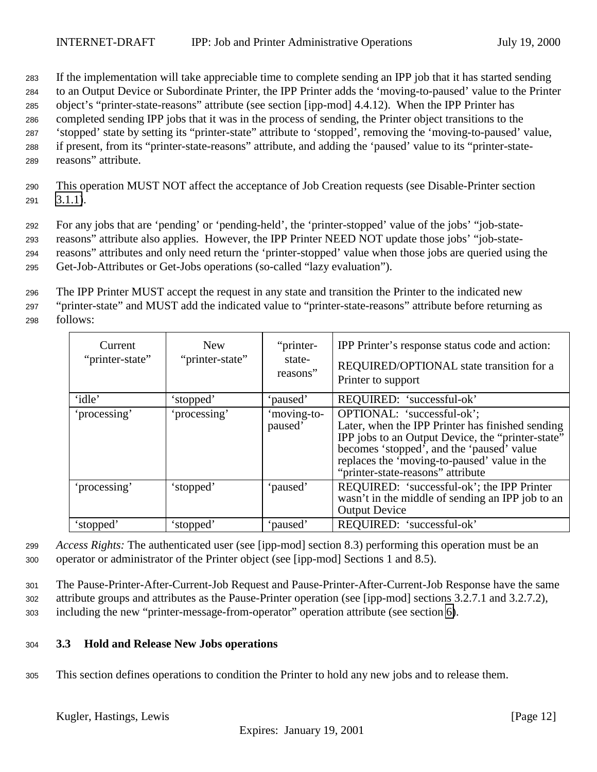If the implementation will take appreciable time to complete sending an IPP job that it has started sending to an Output Device or Subordinate Printer, the IPP Printer adds the 'moving-to-paused' value to the Printer object's "printer-state-reasons" attribute (see section [ipp-mod] 4.4.12). When the IPP Printer has completed sending IPP jobs that it was in the process of sending, the Printer object transitions to the 'stopped' state by setting its "printer-state" attribute to 'stopped', removing the 'moving-to-paused' value, if present, from its "printer-state-reasons" attribute, and adding the 'paused' value to its "printer-state-reasons" attribute.

This operation MUST NOT affect the acceptance of Job Creation requests (see Disable-Printer section 3.1.1).

For any jobs that are 'pending' or 'pending-held', the 'printer-stopped' value of the jobs' "job-state-reasons" attribute also applies. However, the IPP Printer NEED NOT update those jobs' "job-state-reasons" attributes and only need return the 'printer-stopped' value when those jobs are queried using the Get-Job-Attributes or Get-Jobs operations (so-called "lazy evaluation").

The IPP Printer MUST accept the request in any state and transition the Printer to the indicated new "printer-state" and MUST add the indicated value to "printer-state-reasons" attribute before returning as follows:

| Current "printer-state" | New "printer-state" | "printer-state-reasons" | IPP Printer's response status code and action: REQUIRED/OPTIONAL state transition for a Printer to support |
|---|---|---|---|
| 'idle' | 'stopped' | 'paused' | REQUIRED: 'successful-ok' |
| 'processing' | 'processing' | 'moving-to-paused' | OPTIONAL: 'successful-ok'; Later, when the IPP Printer has finished sending IPP jobs to an Output Device, the "printer-state" becomes 'stopped', and the 'paused' value replaces the 'moving-to-paused' value in the "printer-state-reasons" attribute |
| 'processing' | 'stopped' | 'paused' | REQUIRED: 'successful-ok'; the IPP Printer wasn't in the middle of sending an IPP job to an Output Device |
| 'stopped' | 'stopped' | 'paused' | REQUIRED: 'successful-ok' |

*Access Rights:* The authenticated user (see [ipp-mod] section 8.3) performing this operation must be an operator or administrator of the Printer object (see [ipp-mod] Sections 1 and 8.5).

The Pause-Printer-After-Current-Job Request and Pause-Printer-After-Current-Job Response have the same attribute groups and attributes as the Pause-Printer operation (see [ipp-mod] sections 3.2.7.1 and 3.2.7.2), including the new "printer-message-from-operator" operation attribute (see section 6).

### 3.3 Hold and Release New Jobs operations

This section defines operations to condition the Printer to hold any new jobs and to release them.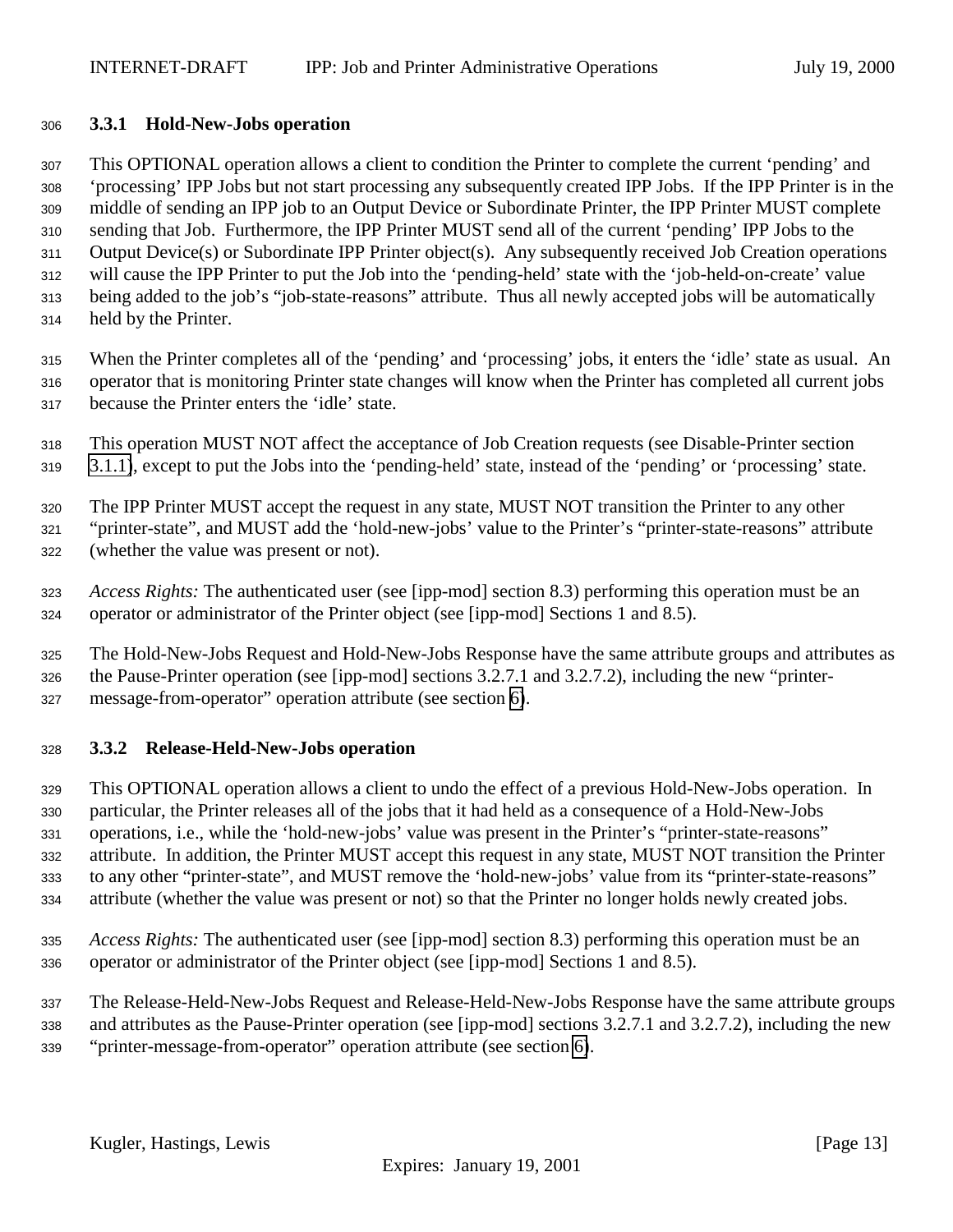### 3.3.1 Hold-New-Jobs operation

This OPTIONAL operation allows a client to condition the Printer to complete the current 'pending' and 'processing' IPP Jobs but not start processing any subsequently created IPP Jobs. If the IPP Printer is in the middle of sending an IPP job to an Output Device or Subordinate Printer, the IPP Printer MUST complete sending that Job. Furthermore, the IPP Printer MUST send all of the current 'pending' IPP Jobs to the Output Device(s) or Subordinate IPP Printer object(s). Any subsequently received Job Creation operations will cause the IPP Printer to put the Job into the 'pending-held' state with the 'job-held-on-create' value being added to the job's "job-state-reasons" attribute. Thus all newly accepted jobs will be automatically held by the Printer.

When the Printer completes all of the 'pending' and 'processing' jobs, it enters the 'idle' state as usual. An operator that is monitoring Printer state changes will know when the Printer has completed all current jobs because the Printer enters the 'idle' state.

This operation MUST NOT affect the acceptance of Job Creation requests (see Disable-Printer section 3.1.1), except to put the Jobs into the 'pending-held' state, instead of the 'pending' or 'processing' state.

The IPP Printer MUST accept the request in any state, MUST NOT transition the Printer to any other "printer-state", and MUST add the 'hold-new-jobs' value to the Printer's "printer-state-reasons" attribute (whether the value was present or not).

*Access Rights:* The authenticated user (see [ipp-mod] section 8.3) performing this operation must be an operator or administrator of the Printer object (see [ipp-mod] Sections 1 and 8.5).

The Hold-New-Jobs Request and Hold-New-Jobs Response have the same attribute groups and attributes as the Pause-Printer operation (see [ipp-mod] sections 3.2.7.1 and 3.2.7.2), including the new "printer-message-from-operator" operation attribute (see section 6).

### 3.3.2 Release-Held-New-Jobs operation

This OPTIONAL operation allows a client to undo the effect of a previous Hold-New-Jobs operation. In particular, the Printer releases all of the jobs that it had held as a consequence of a Hold-New-Jobs operations, i.e., while the 'hold-new-jobs' value was present in the Printer's "printer-state-reasons" attribute. In addition, the Printer MUST accept this request in any state, MUST NOT transition the Printer to any other "printer-state", and MUST remove the 'hold-new-jobs' value from its "printer-state-reasons" attribute (whether the value was present or not) so that the Printer no longer holds newly created jobs.

*Access Rights:* The authenticated user (see [ipp-mod] section 8.3) performing this operation must be an operator or administrator of the Printer object (see [ipp-mod] Sections 1 and 8.5).

The Release-Held-New-Jobs Request and Release-Held-New-Jobs Response have the same attribute groups and attributes as the Pause-Printer operation (see [ipp-mod] sections 3.2.7.1 and 3.2.7.2), including the new "printer-message-from-operator" operation attribute (see section 6).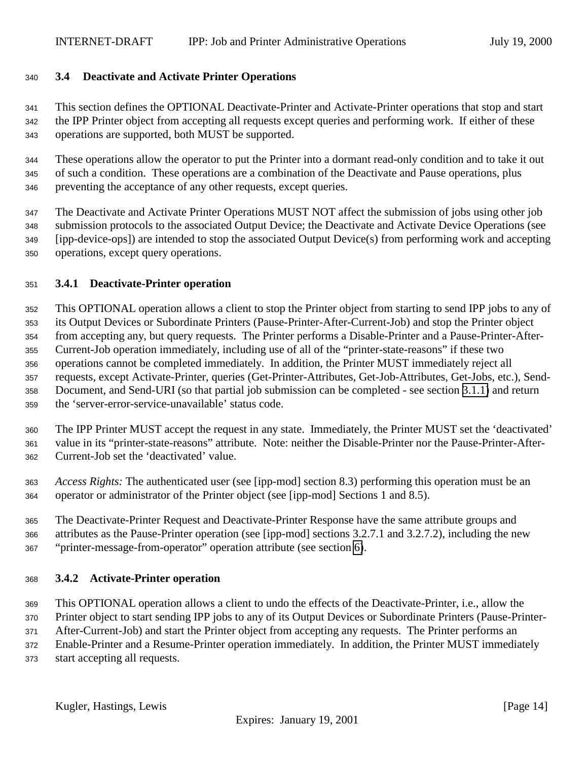### 3.4 Deactivate and Activate Printer Operations

This section defines the OPTIONAL Deactivate-Printer and Activate-Printer operations that stop and start the IPP Printer object from accepting all requests except queries and performing work. If either of these operations are supported, both MUST be supported.

These operations allow the operator to put the Printer into a dormant read-only condition and to take it out of such a condition. These operations are a combination of the Deactivate and Pause operations, plus preventing the acceptance of any other requests, except queries.

The Deactivate and Activate Printer Operations MUST NOT affect the submission of jobs using other job submission protocols to the associated Output Device; the Deactivate and Activate Device Operations (see [ipp-device-ops]) are intended to stop the associated Output Device(s) from performing work and accepting operations, except query operations.

#### 3.4.1 Deactivate-Printer operation

This OPTIONAL operation allows a client to stop the Printer object from starting to send IPP jobs to any of its Output Devices or Subordinate Printers (Pause-Printer-After-Current-Job) and stop the Printer object from accepting any, but query requests. The Printer performs a Disable-Printer and a Pause-Printer-After-Current-Job operation immediately, including use of all of the "printer-state-reasons" if these two operations cannot be completed immediately. In addition, the Printer MUST immediately reject all requests, except Activate-Printer, queries (Get-Printer-Attributes, Get-Job-Attributes, Get-Jobs, etc.), Send-Document, and Send-URI (so that partial job submission can be completed - see section 3.1.1) and return the 'server-error-service-unavailable' status code.

The IPP Printer MUST accept the request in any state. Immediately, the Printer MUST set the 'deactivated' value in its "printer-state-reasons" attribute. Note: neither the Disable-Printer nor the Pause-Printer-After-Current-Job set the 'deactivated' value.

*Access Rights:* The authenticated user (see [ipp-mod] section 8.3) performing this operation must be an operator or administrator of the Printer object (see [ipp-mod] Sections 1 and 8.5).

The Deactivate-Printer Request and Deactivate-Printer Response have the same attribute groups and attributes as the Pause-Printer operation (see [ipp-mod] sections 3.2.7.1 and 3.2.7.2), including the new "printer-message-from-operator" operation attribute (see section 6).

#### 3.4.2 Activate-Printer operation

This OPTIONAL operation allows a client to undo the effects of the Deactivate-Printer, i.e., allow the Printer object to start sending IPP jobs to any of its Output Devices or Subordinate Printers (Pause-Printer-After-Current-Job) and start the Printer object from accepting any requests. The Printer performs an Enable-Printer and a Resume-Printer operation immediately. In addition, the Printer MUST immediately start accepting all requests.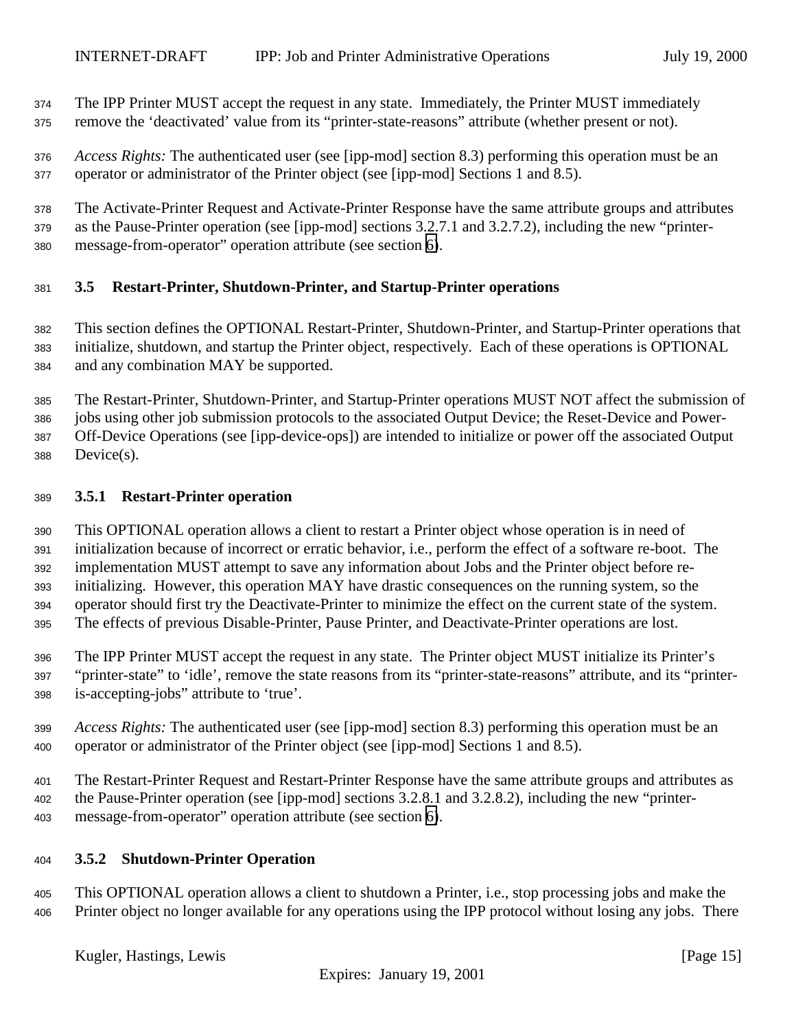The IPP Printer MUST accept the request in any state. Immediately, the Printer MUST immediately remove the 'deactivated' value from its "printer-state-reasons" attribute (whether present or not).

*Access Rights:* The authenticated user (see [ipp-mod] section 8.3) performing this operation must be an operator or administrator of the Printer object (see [ipp-mod] Sections 1 and 8.5).

The Activate-Printer Request and Activate-Printer Response have the same attribute groups and attributes as the Pause-Printer operation (see [ipp-mod] sections 3.2.7.1 and 3.2.7.2), including the new "printer-message-from-operator" operation attribute (see section 6).

### 3.5 Restart-Printer, Shutdown-Printer, and Startup-Printer operations

This section defines the OPTIONAL Restart-Printer, Shutdown-Printer, and Startup-Printer operations that initialize, shutdown, and startup the Printer object, respectively. Each of these operations is OPTIONAL and any combination MAY be supported.

The Restart-Printer, Shutdown-Printer, and Startup-Printer operations MUST NOT affect the submission of jobs using other job submission protocols to the associated Output Device; the Reset-Device and Power-Off-Device Operations (see [ipp-device-ops]) are intended to initialize or power off the associated Output Device(s).

#### 3.5.1 Restart-Printer operation

This OPTIONAL operation allows a client to restart a Printer object whose operation is in need of initialization because of incorrect or erratic behavior, i.e., perform the effect of a software re-boot. The implementation MUST attempt to save any information about Jobs and the Printer object before re-initializing. However, this operation MAY have drastic consequences on the running system, so the operator should first try the Deactivate-Printer to minimize the effect on the current state of the system. The effects of previous Disable-Printer, Pause Printer, and Deactivate-Printer operations are lost.

The IPP Printer MUST accept the request in any state. The Printer object MUST initialize its Printer's "printer-state" to 'idle', remove the state reasons from its "printer-state-reasons" attribute, and its "printer-is-accepting-jobs" attribute to 'true'.

*Access Rights:* The authenticated user (see [ipp-mod] section 8.3) performing this operation must be an operator or administrator of the Printer object (see [ipp-mod] Sections 1 and 8.5).

The Restart-Printer Request and Restart-Printer Response have the same attribute groups and attributes as the Pause-Printer operation (see [ipp-mod] sections 3.2.8.1 and 3.2.8.2), including the new "printer-message-from-operator" operation attribute (see section 6).

#### 3.5.2 Shutdown-Printer Operation

This OPTIONAL operation allows a client to shutdown a Printer, i.e., stop processing jobs and make the Printer object no longer available for any operations using the IPP protocol without losing any jobs. There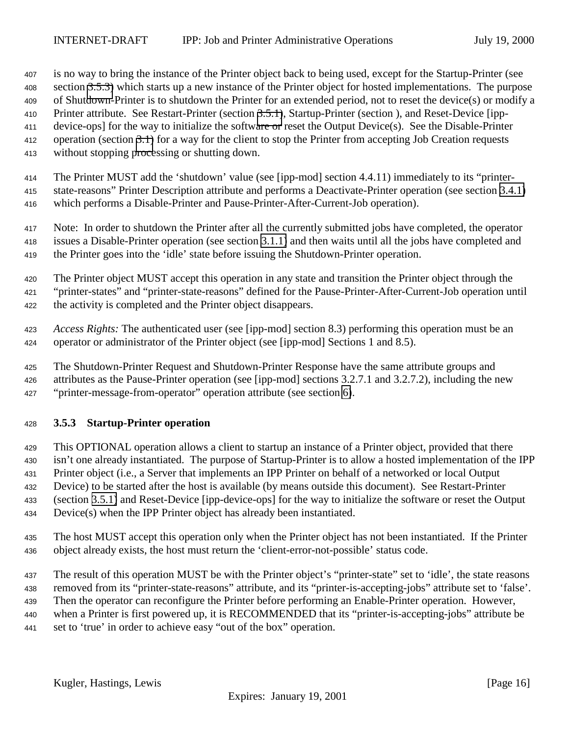is no way to bring the instance of the Printer object back to being used, except for the Startup-Printer (see section 3.5.3) which starts up a new instance of the Printer object for hosted implementations. The purpose of Shutdown-Printer is to shutdown the Printer for an extended period, not to reset the device(s) or modify a Printer attribute. See Restart-Printer (section 3.5.1), Startup-Printer (section ), and Reset-Device [ipp-device-ops] for the way to initialize the software or reset the Output Device(s). See the Disable-Printer operation (section 3.1) for a way for the client to stop the Printer from accepting Job Creation requests without stopping processing or shutting down.

The Printer MUST add the 'shutdown' value (see [ipp-mod] section 4.4.11) immediately to its "printer-state-reasons" Printer Description attribute and performs a Deactivate-Printer operation (see section 3.4.1) which performs a Disable-Printer and Pause-Printer-After-Current-Job operation).

Note: In order to shutdown the Printer after all the currently submitted jobs have completed, the operator issues a Disable-Printer operation (see section 3.1.1) and then waits until all the jobs have completed and the Printer goes into the 'idle' state before issuing the Shutdown-Printer operation.

The Printer object MUST accept this operation in any state and transition the Printer object through the "printer-states" and "printer-state-reasons" defined for the Pause-Printer-After-Current-Job operation until the activity is completed and the Printer object disappears.

*Access Rights:* The authenticated user (see [ipp-mod] section 8.3) performing this operation must be an operator or administrator of the Printer object (see [ipp-mod] Sections 1 and 8.5).

The Shutdown-Printer Request and Shutdown-Printer Response have the same attribute groups and attributes as the Pause-Printer operation (see [ipp-mod] sections 3.2.7.1 and 3.2.7.2), including the new "printer-message-from-operator" operation attribute (see section 6).

### 3.5.3 Startup-Printer operation

This OPTIONAL operation allows a client to startup an instance of a Printer object, provided that there isn't one already instantiated. The purpose of Startup-Printer is to allow a hosted implementation of the IPP Printer object (i.e., a Server that implements an IPP Printer on behalf of a networked or local Output Device) to be started after the host is available (by means outside this document). See Restart-Printer (section 3.5.1) and Reset-Device [ipp-device-ops] for the way to initialize the software or reset the Output Device(s) when the IPP Printer object has already been instantiated.

The host MUST accept this operation only when the Printer object has not been instantiated. If the Printer object already exists, the host must return the 'client-error-not-possible' status code.

The result of this operation MUST be with the Printer object's "printer-state" set to 'idle', the state reasons removed from its "printer-state-reasons" attribute, and its "printer-is-accepting-jobs" attribute set to 'false'. Then the operator can reconfigure the Printer before performing an Enable-Printer operation. However, when a Printer is first powered up, it is RECOMMENDED that its "printer-is-accepting-jobs" attribute be set to 'true' in order to achieve easy "out of the box" operation.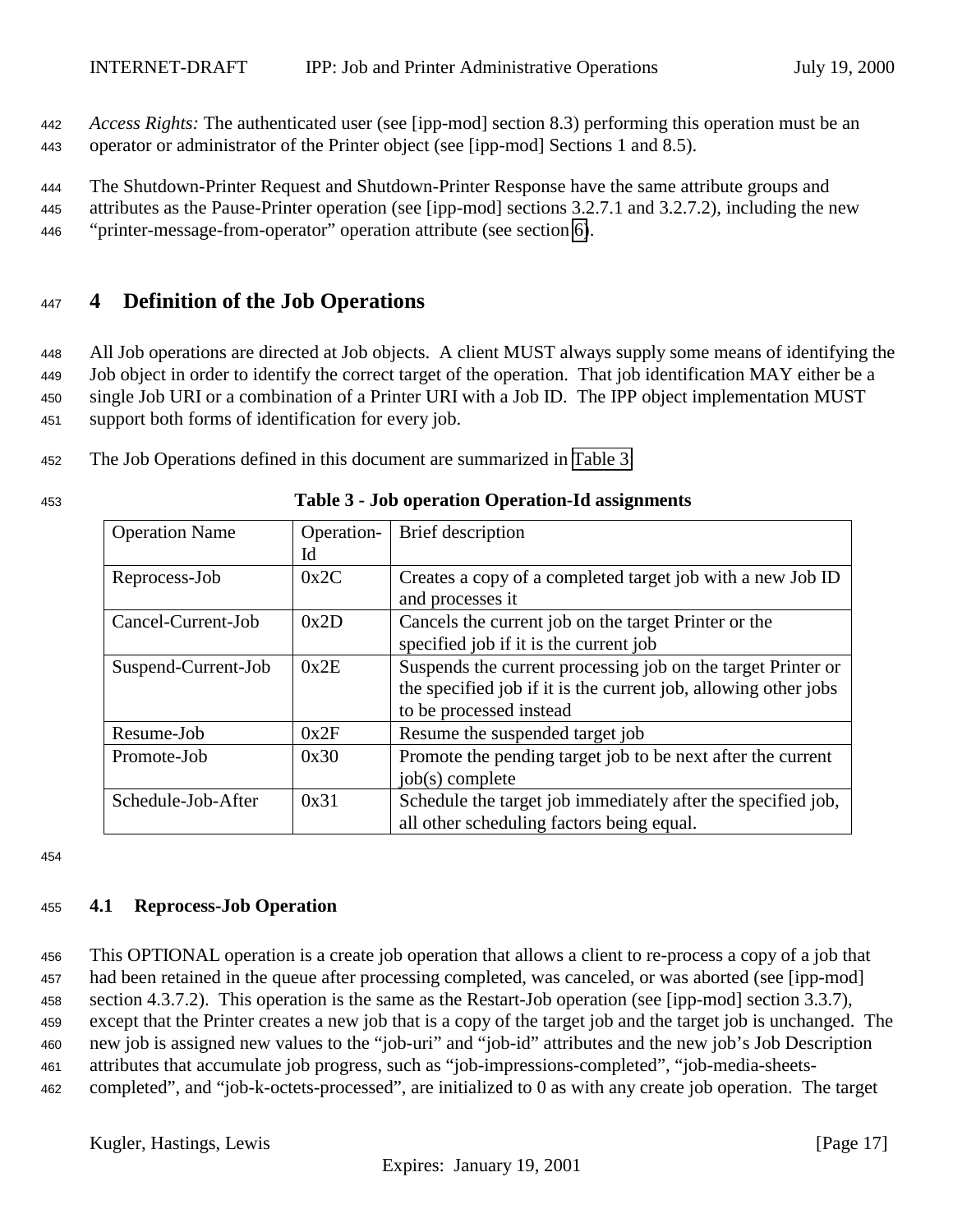*Access Rights:* The authenticated user (see [ipp-mod] section 8.3) performing this operation must be an operator or administrator of the Printer object (see [ipp-mod] Sections 1 and 8.5).

The Shutdown-Printer Request and Shutdown-Printer Response have the same attribute groups and attributes as the Pause-Printer operation (see [ipp-mod] sections 3.2.7.1 and 3.2.7.2), including the new "printer-message-from-operator" operation attribute (see section 6).

# 4 Definition of the Job Operations

All Job operations are directed at Job objects. A client MUST always supply some means of identifying the Job object in order to identify the correct target of the operation. That job identification MAY either be a single Job URI or a combination of a Printer URI with a Job ID. The IPP object implementation MUST support both forms of identification for every job.

The Job Operations defined in this document are summarized in Table 3.

**Table 3 - Job operation Operation-Id assignments**

| Operation Name | Operation-Id | Brief description |
|---|---|---|
| Reprocess-Job | 0x2C | Creates a copy of a completed target job with a new Job ID and processes it |
| Cancel-Current-Job | 0x2D | Cancels the current job on the target Printer or the specified job if it is the current job |
| Suspend-Current-Job | 0x2E | Suspends the current processing job on the target Printer or the specified job if it is the current job, allowing other jobs to be processed instead |
| Resume-Job | 0x2F | Resume the suspended target job |
| Promote-Job | 0x30 | Promote the pending target job to be next after the current job(s) complete |
| Schedule-Job-After | 0x31 | Schedule the target job immediately after the specified job, all other scheduling factors being equal. |

## 4.1 Reprocess-Job Operation

This OPTIONAL operation is a create job operation that allows a client to re-process a copy of a job that had been retained in the queue after processing completed, was canceled, or was aborted (see [ipp-mod] section 4.3.7.2). This operation is the same as the Restart-Job operation (see [ipp-mod] section 3.3.7), except that the Printer creates a new job that is a copy of the target job and the target job is unchanged. The new job is assigned new values to the "job-uri" and "job-id" attributes and the new job's Job Description attributes that accumulate job progress, such as "job-impressions-completed", "job-media-sheets-completed", and "job-k-octets-processed", are initialized to 0 as with any create job operation. The target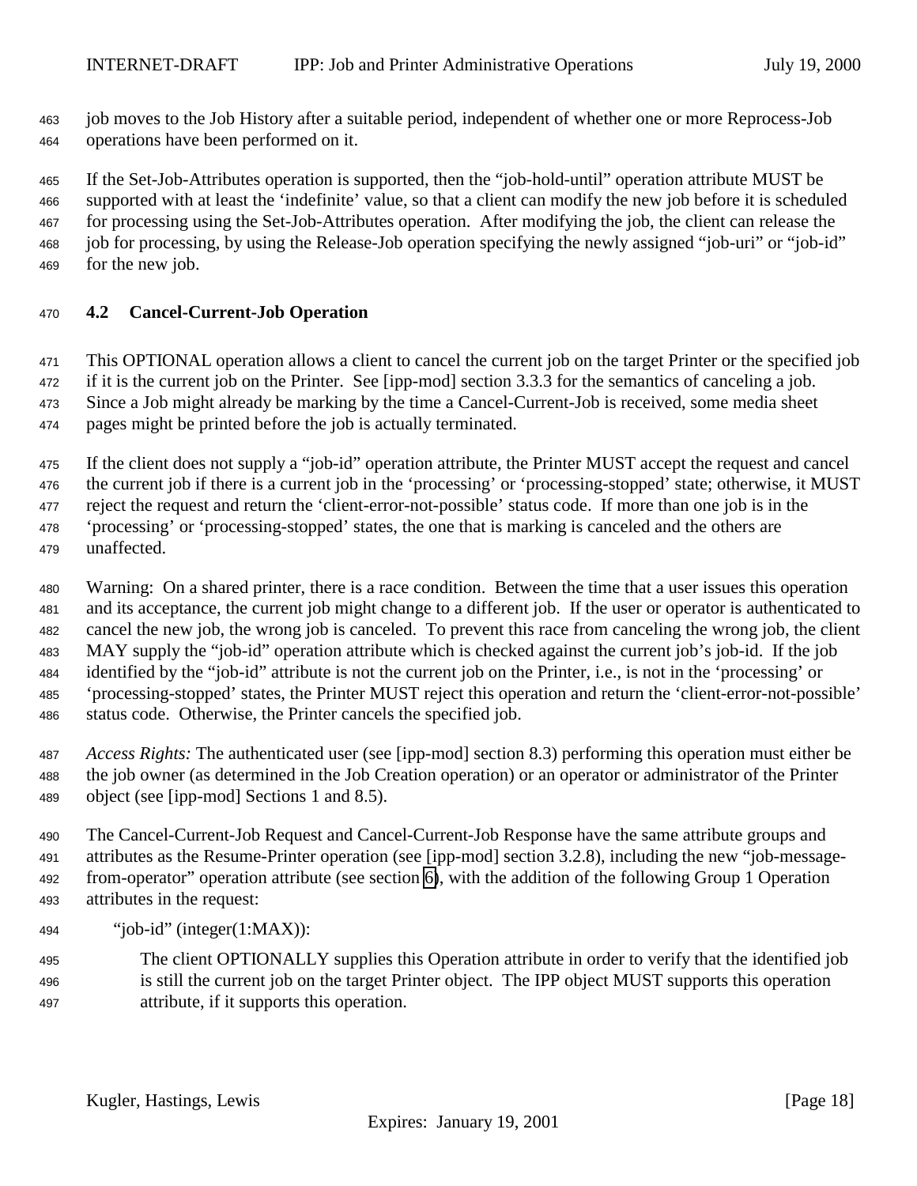job moves to the Job History after a suitable period, independent of whether one or more Reprocess-Job operations have been performed on it.

If the Set-Job-Attributes operation is supported, then the "job-hold-until" operation attribute MUST be supported with at least the 'indefinite' value, so that a client can modify the new job before it is scheduled for processing using the Set-Job-Attributes operation. After modifying the job, the client can release the job for processing, by using the Release-Job operation specifying the newly assigned "job-uri" or "job-id" for the new job.

### 4.2 Cancel-Current-Job Operation

This OPTIONAL operation allows a client to cancel the current job on the target Printer or the specified job if it is the current job on the Printer. See [ipp-mod] section 3.3.3 for the semantics of canceling a job. Since a Job might already be marking by the time a Cancel-Current-Job is received, some media sheet pages might be printed before the job is actually terminated.

If the client does not supply a "job-id" operation attribute, the Printer MUST accept the request and cancel the current job if there is a current job in the 'processing' or 'processing-stopped' state; otherwise, it MUST reject the request and return the 'client-error-not-possible' status code. If more than one job is in the 'processing' or 'processing-stopped' states, the one that is marking is canceled and the others are unaffected.

Warning: On a shared printer, there is a race condition. Between the time that a user issues this operation and its acceptance, the current job might change to a different job. If the user or operator is authenticated to cancel the new job, the wrong job is canceled. To prevent this race from canceling the wrong job, the client MAY supply the "job-id" operation attribute which is checked against the current job's job-id. If the job identified by the "job-id" attribute is not the current job on the Printer, i.e., is not in the 'processing' or 'processing-stopped' states, the Printer MUST reject this operation and return the 'client-error-not-possible' status code. Otherwise, the Printer cancels the specified job.

*Access Rights:* The authenticated user (see [ipp-mod] section 8.3) performing this operation must either be the job owner (as determined in the Job Creation operation) or an operator or administrator of the Printer object (see [ipp-mod] Sections 1 and 8.5).

The Cancel-Current-Job Request and Cancel-Current-Job Response have the same attribute groups and attributes as the Resume-Printer operation (see [ipp-mod] section 3.2.8), including the new "job-message-from-operator" operation attribute (see section 6), with the addition of the following Group 1 Operation attributes in the request:

"job-id" (integer(1:MAX)):

> The client OPTIONALLY supplies this Operation attribute in order to verify that the identified job is still the current job on the target Printer object. The IPP object MUST supports this operation attribute, if it supports this operation.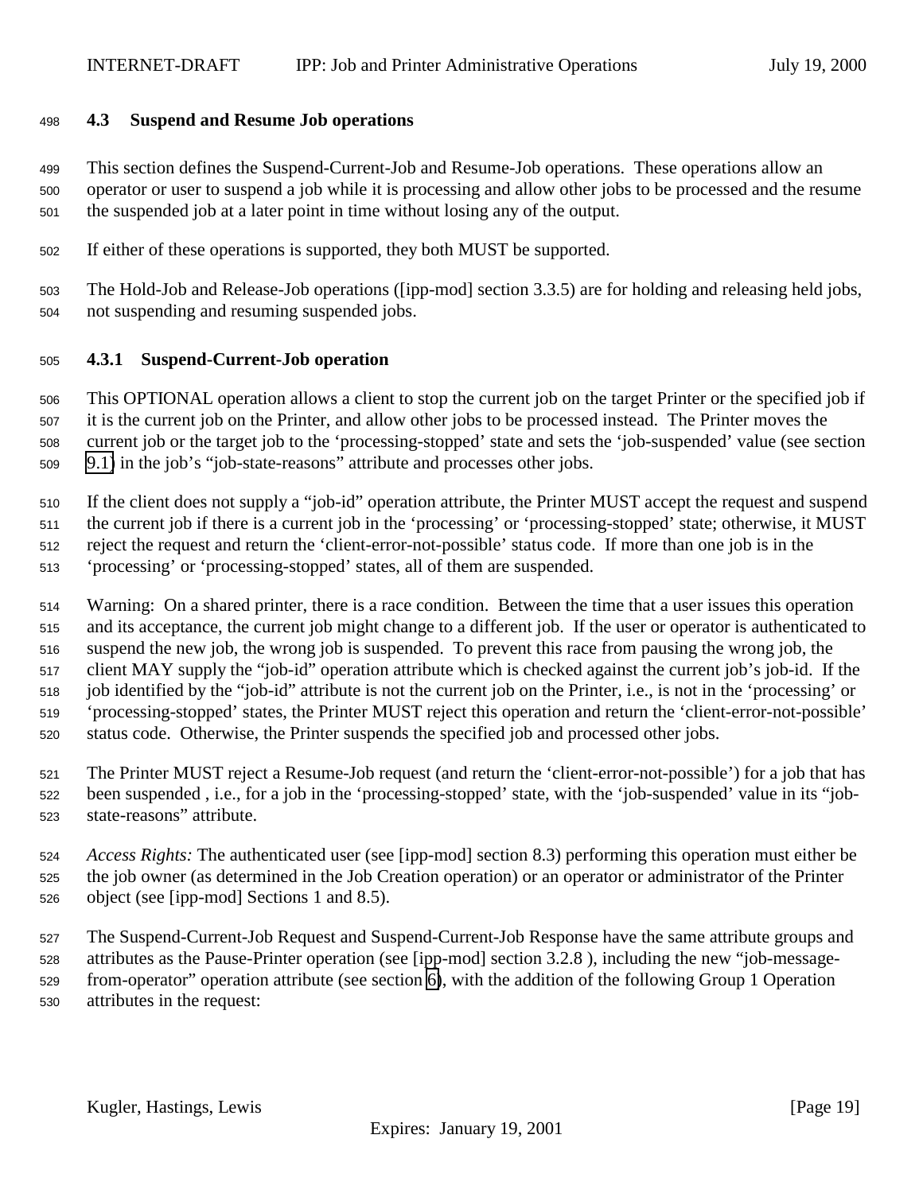### 4.3 Suspend and Resume Job operations

This section defines the Suspend-Current-Job and Resume-Job operations. These operations allow an operator or user to suspend a job while it is processing and allow other jobs to be processed and the resume the suspended job at a later point in time without losing any of the output.

If either of these operations is supported, they both MUST be supported.

The Hold-Job and Release-Job operations ([ipp-mod] section 3.3.5) are for holding and releasing held jobs, not suspending and resuming suspended jobs.

#### 4.3.1 Suspend-Current-Job operation

This OPTIONAL operation allows a client to stop the current job on the target Printer or the specified job if it is the current job on the Printer, and allow other jobs to be processed instead. The Printer moves the current job or the target job to the 'processing-stopped' state and sets the 'job-suspended' value (see section 9.1) in the job's "job-state-reasons" attribute and processes other jobs.

If the client does not supply a "job-id" operation attribute, the Printer MUST accept the request and suspend the current job if there is a current job in the 'processing' or 'processing-stopped' state; otherwise, it MUST reject the request and return the 'client-error-not-possible' status code. If more than one job is in the 'processing' or 'processing-stopped' states, all of them are suspended.

Warning: On a shared printer, there is a race condition. Between the time that a user issues this operation and its acceptance, the current job might change to a different job. If the user or operator is authenticated to suspend the new job, the wrong job is suspended. To prevent this race from pausing the wrong job, the client MAY supply the "job-id" operation attribute which is checked against the current job's job-id. If the job identified by the "job-id" attribute is not the current job on the Printer, i.e., is not in the 'processing' or 'processing-stopped' states, the Printer MUST reject this operation and return the 'client-error-not-possible' status code. Otherwise, the Printer suspends the specified job and processed other jobs.

The Printer MUST reject a Resume-Job request (and return the 'client-error-not-possible') for a job that has been suspended , i.e., for a job in the 'processing-stopped' state, with the 'job-suspended' value in its "job-state-reasons" attribute.

*Access Rights:* The authenticated user (see [ipp-mod] section 8.3) performing this operation must either be the job owner (as determined in the Job Creation operation) or an operator or administrator of the Printer object (see [ipp-mod] Sections 1 and 8.5).

The Suspend-Current-Job Request and Suspend-Current-Job Response have the same attribute groups and attributes as the Pause-Printer operation (see [ipp-mod] section 3.2.8 ), including the new "job-message-from-operator" operation attribute (see section 6), with the addition of the following Group 1 Operation attributes in the request: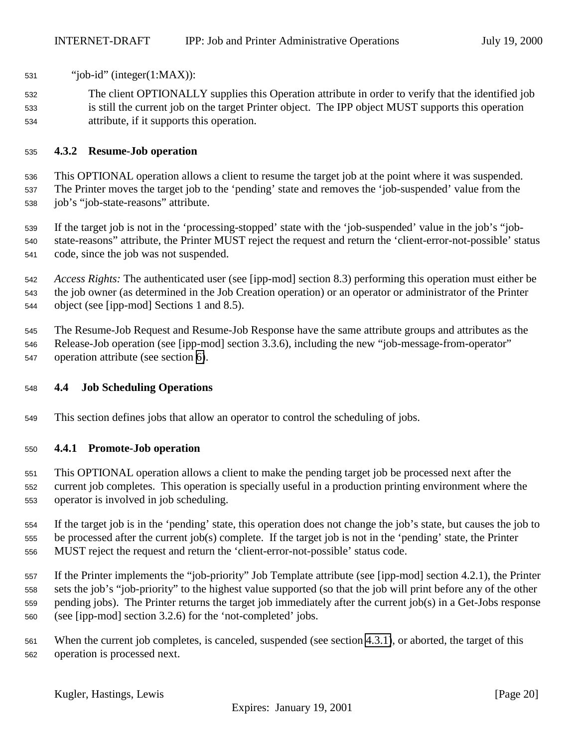"job-id" (integer(1:MAX)):

The client OPTIONALLY supplies this Operation attribute in order to verify that the identified job is still the current job on the target Printer object. The IPP object MUST supports this operation attribute, if it supports this operation.

### 4.3.2 Resume-Job operation

This OPTIONAL operation allows a client to resume the target job at the point where it was suspended. The Printer moves the target job to the 'pending' state and removes the 'job-suspended' value from the job's "job-state-reasons" attribute.

If the target job is not in the 'processing-stopped' state with the 'job-suspended' value in the job's "job-state-reasons" attribute, the Printer MUST reject the request and return the 'client-error-not-possible' status code, since the job was not suspended.

*Access Rights:* The authenticated user (see [ipp-mod] section 8.3) performing this operation must either be the job owner (as determined in the Job Creation operation) or an operator or administrator of the Printer object (see [ipp-mod] Sections 1 and 8.5).

The Resume-Job Request and Resume-Job Response have the same attribute groups and attributes as the Release-Job operation (see [ipp-mod] section 3.3.6), including the new "job-message-from-operator" operation attribute (see section 6).

## 4.4 Job Scheduling Operations

This section defines jobs that allow an operator to control the scheduling of jobs.

### 4.4.1 Promote-Job operation

This OPTIONAL operation allows a client to make the pending target job be processed next after the current job completes. This operation is specially useful in a production printing environment where the operator is involved in job scheduling.

If the target job is in the 'pending' state, this operation does not change the job's state, but causes the job to be processed after the current job(s) complete. If the target job is not in the 'pending' state, the Printer MUST reject the request and return the 'client-error-not-possible' status code.

If the Printer implements the "job-priority" Job Template attribute (see [ipp-mod] section 4.2.1), the Printer sets the job's "job-priority" to the highest value supported (so that the job will print before any of the other pending jobs). The Printer returns the target job immediately after the current job(s) in a Get-Jobs response (see [ipp-mod] section 3.2.6) for the 'not-completed' jobs.

When the current job completes, is canceled, suspended (see section 4.3.1), or aborted, the target of this operation is processed next.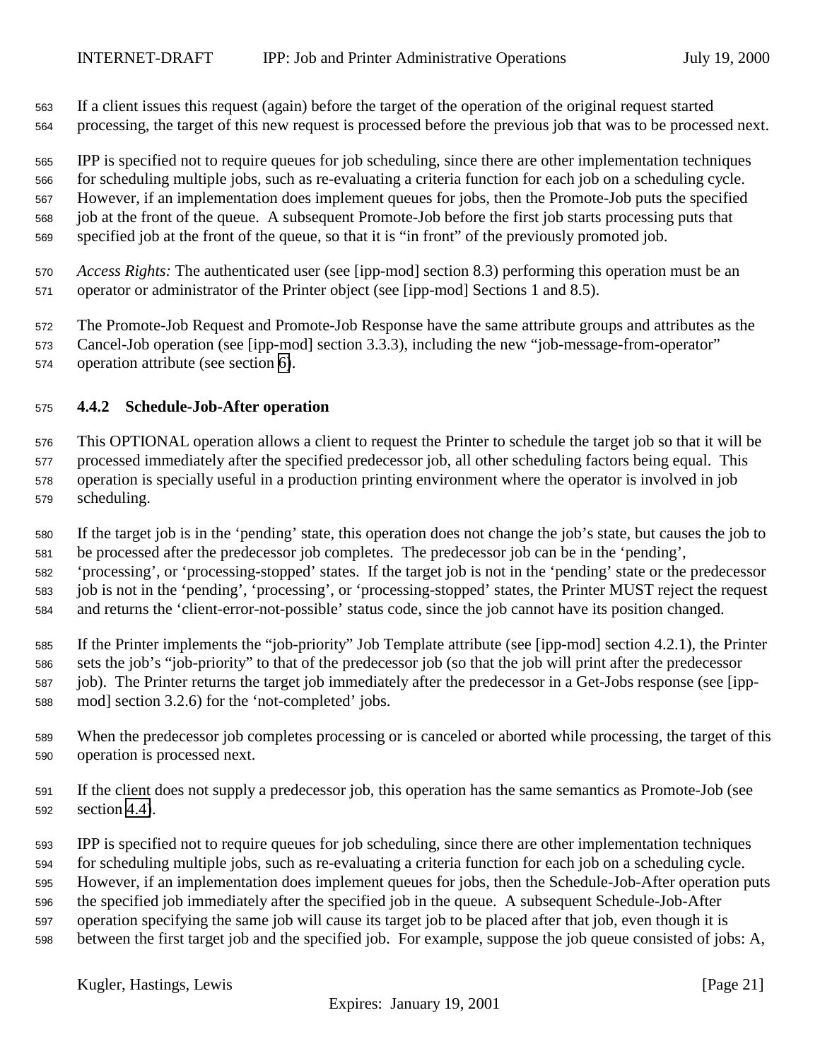If a client issues this request (again) before the target of the operation of the original request started processing, the target of this new request is processed before the previous job that was to be processed next.

IPP is specified not to require queues for job scheduling, since there are other implementation techniques for scheduling multiple jobs, such as re-evaluating a criteria function for each job on a scheduling cycle. However, if an implementation does implement queues for jobs, then the Promote-Job puts the specified job at the front of the queue. A subsequent Promote-Job before the first job starts processing puts that specified job at the front of the queue, so that it is "in front" of the previously promoted job.

*Access Rights:* The authenticated user (see [ipp-mod] section 8.3) performing this operation must be an operator or administrator of the Printer object (see [ipp-mod] Sections 1 and 8.5).

The Promote-Job Request and Promote-Job Response have the same attribute groups and attributes as the Cancel-Job operation (see [ipp-mod] section 3.3.3), including the new "job-message-from-operator" operation attribute (see section 6).

### 4.4.2 Schedule-Job-After operation

This OPTIONAL operation allows a client to request the Printer to schedule the target job so that it will be processed immediately after the specified predecessor job, all other scheduling factors being equal. This operation is specially useful in a production printing environment where the operator is involved in job scheduling.

If the target job is in the 'pending' state, this operation does not change the job's state, but causes the job to be processed after the predecessor job completes. The predecessor job can be in the 'pending', 'processing', or 'processing-stopped' states. If the target job is not in the 'pending' state or the predecessor job is not in the 'pending', 'processing', or 'processing-stopped' states, the Printer MUST reject the request and returns the 'client-error-not-possible' status code, since the job cannot have its position changed.

If the Printer implements the "job-priority" Job Template attribute (see [ipp-mod] section 4.2.1), the Printer sets the job's "job-priority" to that of the predecessor job (so that the job will print after the predecessor job). The Printer returns the target job immediately after the predecessor in a Get-Jobs response (see [ipp-mod] section 3.2.6) for the 'not-completed' jobs.

When the predecessor job completes processing or is canceled or aborted while processing, the target of this operation is processed next.

If the client does not supply a predecessor job, this operation has the same semantics as Promote-Job (see section 4.4).

IPP is specified not to require queues for job scheduling, since there are other implementation techniques for scheduling multiple jobs, such as re-evaluating a criteria function for each job on a scheduling cycle. However, if an implementation does implement queues for jobs, then the Schedule-Job-After operation puts the specified job immediately after the specified job in the queue. A subsequent Schedule-Job-After operation specifying the same job will cause its target job to be placed after that job, even though it is between the first target job and the specified job. For example, suppose the job queue consisted of jobs: A,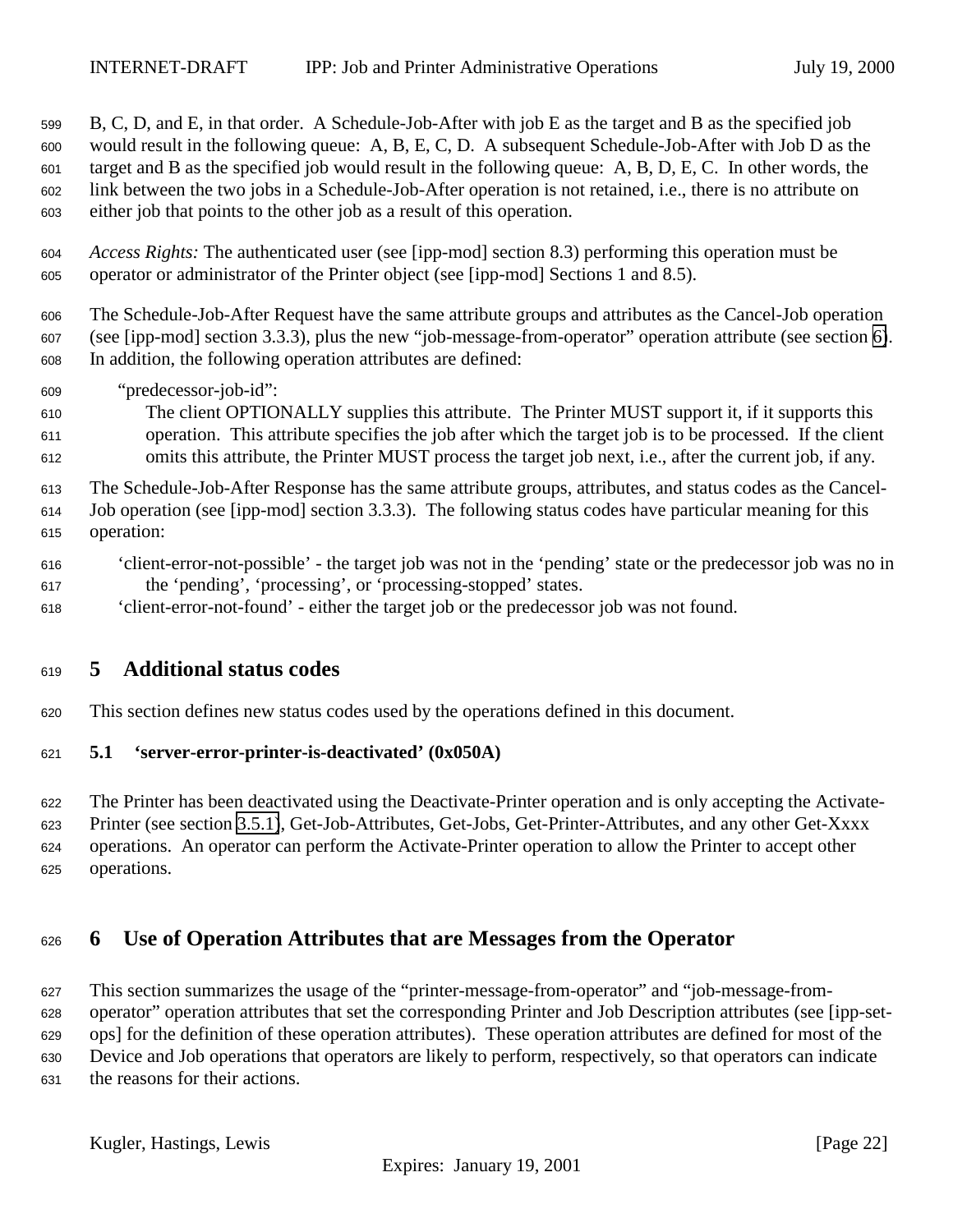B, C, D, and E, in that order. A Schedule-Job-After with job E as the target and B as the specified job would result in the following queue: A, B, E, C, D. A subsequent Schedule-Job-After with Job D as the target and B as the specified job would result in the following queue: A, B, D, E, C. In other words, the link between the two jobs in a Schedule-Job-After operation is not retained, i.e., there is no attribute on either job that points to the other job as a result of this operation.

*Access Rights:* The authenticated user (see [ipp-mod] section 8.3) performing this operation must be operator or administrator of the Printer object (see [ipp-mod] Sections 1 and 8.5).

The Schedule-Job-After Request have the same attribute groups and attributes as the Cancel-Job operation (see [ipp-mod] section 3.3.3), plus the new "job-message-from-operator" operation attribute (see section 6). In addition, the following operation attributes are defined:

"predecessor-job-id":
: The client OPTIONALLY supplies this attribute. The Printer MUST support it, if it supports this operation. This attribute specifies the job after which the target job is to be processed. If the client omits this attribute, the Printer MUST process the target job next, i.e., after the current job, if any.

The Schedule-Job-After Response has the same attribute groups, attributes, and status codes as the Cancel-Job operation (see [ipp-mod] section 3.3.3). The following status codes have particular meaning for this operation:

'client-error-not-possible' - the target job was not in the 'pending' state or the predecessor job was no in the 'pending', 'processing', or 'processing-stopped' states.
'client-error-not-found' - either the target job or the predecessor job was not found.

# 5 Additional status codes

This section defines new status codes used by the operations defined in this document.

## 5.1 'server-error-printer-is-deactivated' (0x050A)

The Printer has been deactivated using the Deactivate-Printer operation and is only accepting the Activate-Printer (see section 3.5.1), Get-Job-Attributes, Get-Jobs, Get-Printer-Attributes, and any other Get-Xxxx operations. An operator can perform the Activate-Printer operation to allow the Printer to accept other operations.

# 6 Use of Operation Attributes that are Messages from the Operator

This section summarizes the usage of the "printer-message-from-operator" and "job-message-from-operator" operation attributes that set the corresponding Printer and Job Description attributes (see [ipp-set-ops] for the definition of these operation attributes). These operation attributes are defined for most of the Device and Job operations that operators are likely to perform, respectively, so that operators can indicate the reasons for their actions.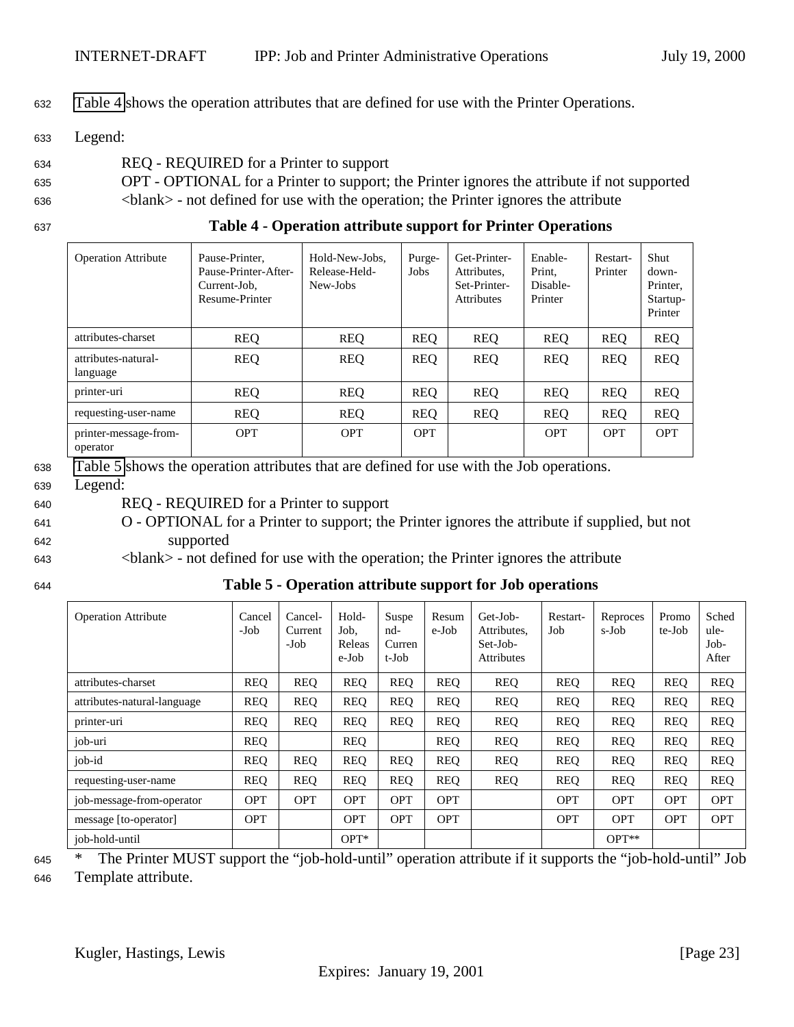Table 4 shows the operation attributes that are defined for use with the Printer Operations.

Legend:

REQ - REQUIRED for a Printer to support
OPT - OPTIONAL for a Printer to support; the Printer ignores the attribute if not supported
<blank> - not defined for use with the operation; the Printer ignores the attribute

**Table 4 - Operation attribute support for Printer Operations**

| Operation Attribute | Pause-Printer, Pause-Printer-After-Current-Job, Resume-Printer | Hold-New-Jobs, Release-Held-New-Jobs | Purge-Jobs | Get-Printer-Attributes, Set-Printer-Attributes | Enable-Print, Disable-Printer | Restart-Printer | Shut down-Printer, Startup-Printer |
|---|---|---|---|---|---|---|---|
| attributes-charset | REQ | REQ | REQ | REQ | REQ | REQ | REQ |
| attributes-natural-language | REQ | REQ | REQ | REQ | REQ | REQ | REQ |
| printer-uri | REQ | REQ | REQ | REQ | REQ | REQ | REQ |
| requesting-user-name | REQ | REQ | REQ | REQ | REQ | REQ | REQ |
| printer-message-from-operator | OPT | OPT | OPT | | OPT | OPT | OPT |

Table 5 shows the operation attributes that are defined for use with the Job operations.

Legend:

REQ - REQUIRED for a Printer to support
O - OPTIONAL for a Printer to support; the Printer ignores the attribute if supplied, but not supported
<blank> - not defined for use with the operation; the Printer ignores the attribute

**Table 5 - Operation attribute support for Job operations**

| Operation Attribute | Cancel-Job | Cancel-Current-Job | Hold-Job, Release-Job | Suspend-Current-Job | Resume-Job | Get-Job-Attributes, Set-Job-Attributes | Restart-Job | Reprocess-Job | Promote-Job | Schedule-Job-After |
|---|---|---|---|---|---|---|---|---|---|---|
| attributes-charset | REQ | REQ | REQ | REQ | REQ | REQ | REQ | REQ | REQ | REQ |
| attributes-natural-language | REQ | REQ | REQ | REQ | REQ | REQ | REQ | REQ | REQ | REQ |
| printer-uri | REQ | REQ | REQ | REQ | REQ | REQ | REQ | REQ | REQ | REQ |
| job-uri | REQ | | REQ | | REQ | REQ | REQ | REQ | REQ | REQ |
| job-id | REQ | REQ | REQ | REQ | REQ | REQ | REQ | REQ | REQ | REQ |
| requesting-user-name | REQ | REQ | REQ | REQ | REQ | REQ | REQ | REQ | REQ | REQ |
| job-message-from-operator | OPT | OPT | OPT | OPT | OPT | | OPT | OPT | OPT | OPT |
| message [to-operator] | OPT | | OPT | OPT | OPT | | OPT | OPT | OPT | OPT |
| job-hold-until | | | OPT* | | | | | OPT** | | |

* The Printer MUST support the "job-hold-until" operation attribute if it supports the "job-hold-until" Job Template attribute.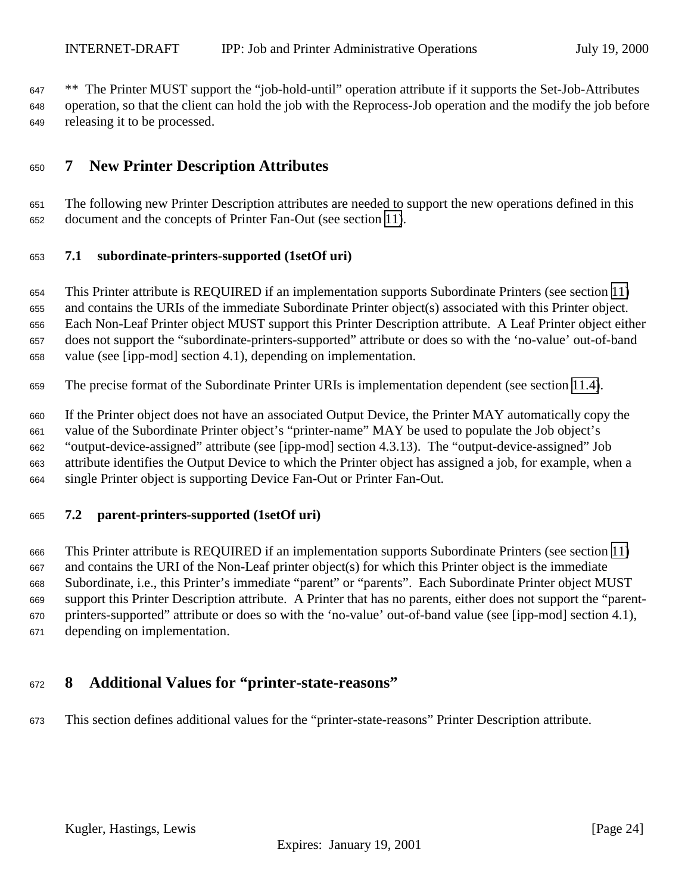** The Printer MUST support the "job-hold-until" operation attribute if it supports the Set-Job-Attributes operation, so that the client can hold the job with the Reprocess-Job operation and the modify the job before releasing it to be processed.

# 7 New Printer Description Attributes

The following new Printer Description attributes are needed to support the new operations defined in this document and the concepts of Printer Fan-Out (see section 11).

## 7.1 subordinate-printers-supported (1setOf uri)

This Printer attribute is REQUIRED if an implementation supports Subordinate Printers (see section 11) and contains the URIs of the immediate Subordinate Printer object(s) associated with this Printer object. Each Non-Leaf Printer object MUST support this Printer Description attribute. A Leaf Printer object either does not support the "subordinate-printers-supported" attribute or does so with the 'no-value' out-of-band value (see [ipp-mod] section 4.1), depending on implementation.

The precise format of the Subordinate Printer URIs is implementation dependent (see section 11.4).

If the Printer object does not have an associated Output Device, the Printer MAY automatically copy the value of the Subordinate Printer object's "printer-name" MAY be used to populate the Job object's "output-device-assigned" attribute (see [ipp-mod] section 4.3.13). The "output-device-assigned" Job attribute identifies the Output Device to which the Printer object has assigned a job, for example, when a single Printer object is supporting Device Fan-Out or Printer Fan-Out.

## 7.2 parent-printers-supported (1setOf uri)

This Printer attribute is REQUIRED if an implementation supports Subordinate Printers (see section 11) and contains the URI of the Non-Leaf printer object(s) for which this Printer object is the immediate Subordinate, i.e., this Printer's immediate "parent" or "parents". Each Subordinate Printer object MUST support this Printer Description attribute. A Printer that has no parents, either does not support the "parent-printers-supported" attribute or does so with the 'no-value' out-of-band value (see [ipp-mod] section 4.1), depending on implementation.

# 8 Additional Values for "printer-state-reasons"

This section defines additional values for the "printer-state-reasons" Printer Description attribute.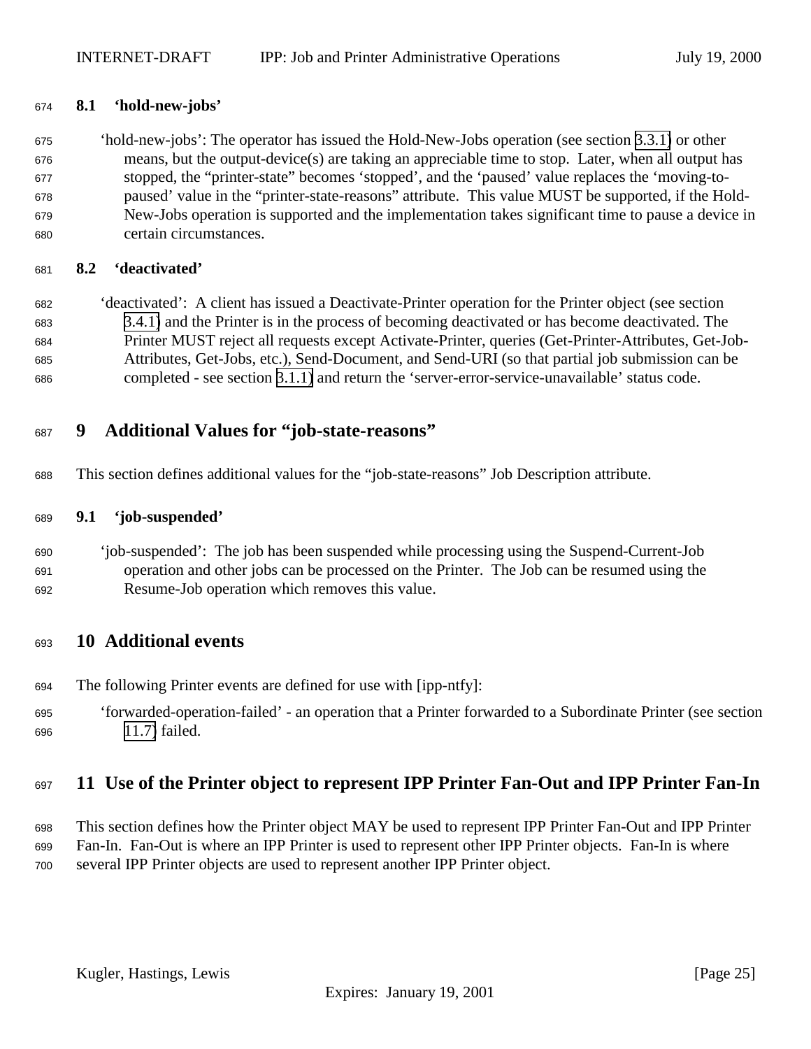### 8.1 'hold-new-jobs'

'hold-new-jobs': The operator has issued the Hold-New-Jobs operation (see section 3.3.1) or other means, but the output-device(s) are taking an appreciable time to stop. Later, when all output has stopped, the "printer-state" becomes 'stopped', and the 'paused' value replaces the 'moving-to-paused' value in the "printer-state-reasons" attribute. This value MUST be supported, if the Hold-New-Jobs operation is supported and the implementation takes significant time to pause a device in certain circumstances.

### 8.2 'deactivated'

'deactivated': A client has issued a Deactivate-Printer operation for the Printer object (see section 3.4.1) and the Printer is in the process of becoming deactivated or has become deactivated. The Printer MUST reject all requests except Activate-Printer, queries (Get-Printer-Attributes, Get-Job-Attributes, Get-Jobs, etc.), Send-Document, and Send-URI (so that partial job submission can be completed - see section 3.1.1) and return the 'server-error-service-unavailable' status code.

## 9 Additional Values for "job-state-reasons"

This section defines additional values for the "job-state-reasons" Job Description attribute.

### 9.1 'job-suspended'

'job-suspended': The job has been suspended while processing using the Suspend-Current-Job operation and other jobs can be processed on the Printer. The Job can be resumed using the Resume-Job operation which removes this value.

## 10 Additional events

The following Printer events are defined for use with [ipp-ntfy]:

'forwarded-operation-failed' - an operation that a Printer forwarded to a Subordinate Printer (see section 11.7) failed.

## 11 Use of the Printer object to represent IPP Printer Fan-Out and IPP Printer Fan-In

This section defines how the Printer object MAY be used to represent IPP Printer Fan-Out and IPP Printer Fan-In. Fan-Out is where an IPP Printer is used to represent other IPP Printer objects. Fan-In is where several IPP Printer objects are used to represent another IPP Printer object.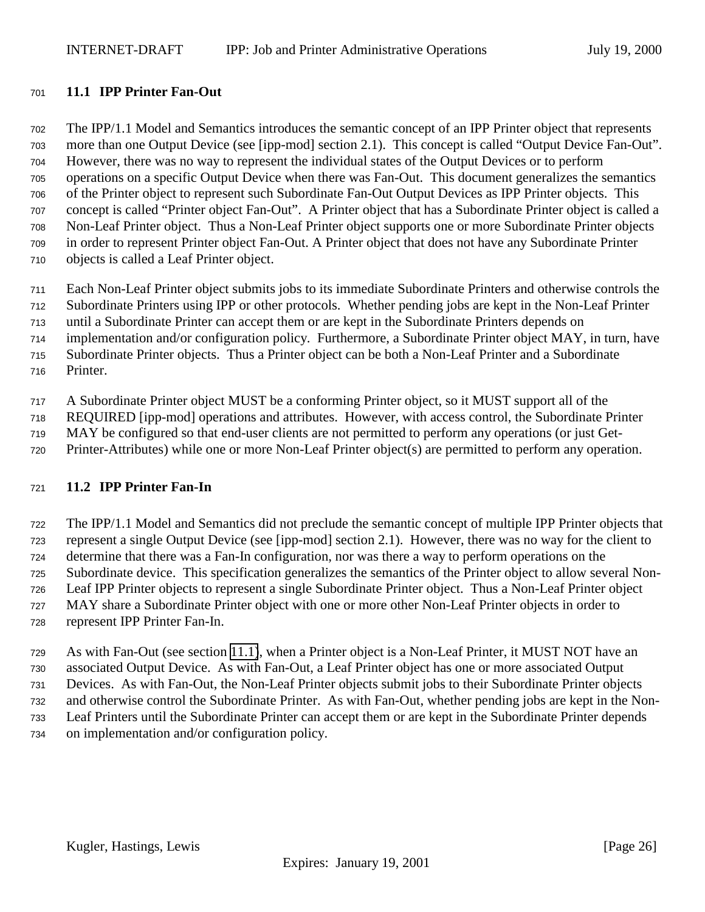### 11.1 IPP Printer Fan-Out

The IPP/1.1 Model and Semantics introduces the semantic concept of an IPP Printer object that represents more than one Output Device (see [ipp-mod] section 2.1). This concept is called "Output Device Fan-Out". However, there was no way to represent the individual states of the Output Devices or to perform operations on a specific Output Device when there was Fan-Out. This document generalizes the semantics of the Printer object to represent such Subordinate Fan-Out Output Devices as IPP Printer objects. This concept is called "Printer object Fan-Out". A Printer object that has a Subordinate Printer object is called a Non-Leaf Printer object. Thus a Non-Leaf Printer object supports one or more Subordinate Printer objects in order to represent Printer object Fan-Out. A Printer object that does not have any Subordinate Printer objects is called a Leaf Printer object.

Each Non-Leaf Printer object submits jobs to its immediate Subordinate Printers and otherwise controls the Subordinate Printers using IPP or other protocols. Whether pending jobs are kept in the Non-Leaf Printer until a Subordinate Printer can accept them or are kept in the Subordinate Printers depends on implementation and/or configuration policy. Furthermore, a Subordinate Printer object MAY, in turn, have Subordinate Printer objects. Thus a Printer object can be both a Non-Leaf Printer and a Subordinate Printer.

A Subordinate Printer object MUST be a conforming Printer object, so it MUST support all of the REQUIRED [ipp-mod] operations and attributes. However, with access control, the Subordinate Printer MAY be configured so that end-user clients are not permitted to perform any operations (or just Get-Printer-Attributes) while one or more Non-Leaf Printer object(s) are permitted to perform any operation.

### 11.2 IPP Printer Fan-In

The IPP/1.1 Model and Semantics did not preclude the semantic concept of multiple IPP Printer objects that represent a single Output Device (see [ipp-mod] section 2.1). However, there was no way for the client to determine that there was a Fan-In configuration, nor was there a way to perform operations on the Subordinate device. This specification generalizes the semantics of the Printer object to allow several Non-Leaf IPP Printer objects to represent a single Subordinate Printer object. Thus a Non-Leaf Printer object MAY share a Subordinate Printer object with one or more other Non-Leaf Printer objects in order to represent IPP Printer Fan-In.

As with Fan-Out (see section 11.1), when a Printer object is a Non-Leaf Printer, it MUST NOT have an associated Output Device. As with Fan-Out, a Leaf Printer object has one or more associated Output Devices. As with Fan-Out, the Non-Leaf Printer objects submit jobs to their Subordinate Printer objects and otherwise control the Subordinate Printer. As with Fan-Out, whether pending jobs are kept in the Non-Leaf Printers until the Subordinate Printer can accept them or are kept in the Subordinate Printer depends on implementation and/or configuration policy.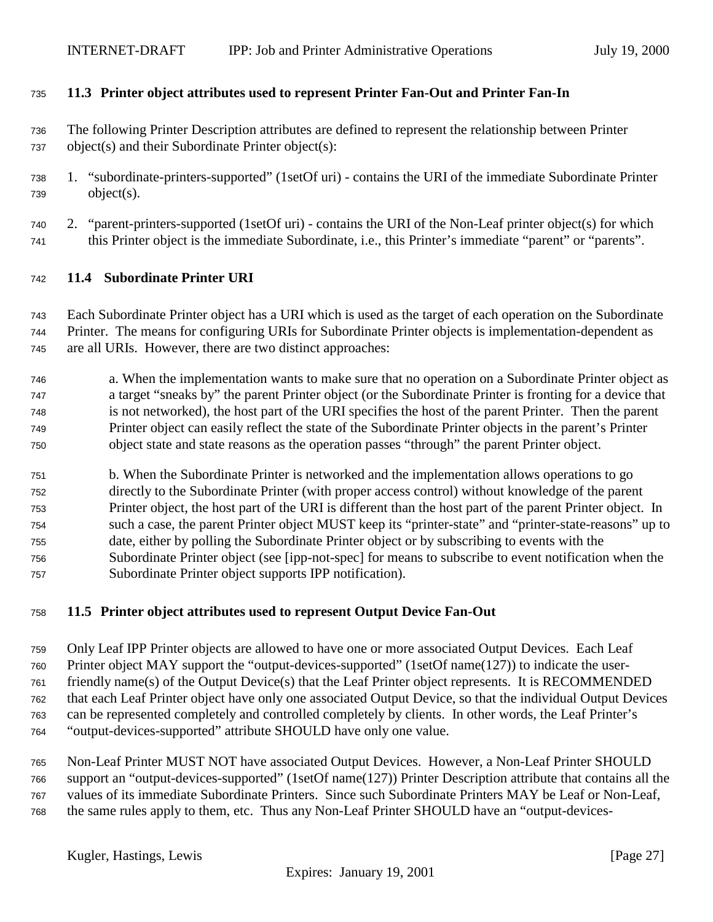### 11.3 Printer object attributes used to represent Printer Fan-Out and Printer Fan-In

The following Printer Description attributes are defined to represent the relationship between Printer object(s) and their Subordinate Printer object(s):

1. "subordinate-printers-supported" (1setOf uri) - contains the URI of the immediate Subordinate Printer object(s).

2. "parent-printers-supported (1setOf uri) - contains the URI of the Non-Leaf printer object(s) for which this Printer object is the immediate Subordinate, i.e., this Printer's immediate "parent" or "parents".

### 11.4 Subordinate Printer URI

Each Subordinate Printer object has a URI which is used as the target of each operation on the Subordinate Printer. The means for configuring URIs for Subordinate Printer objects is implementation-dependent as are all URIs. However, there are two distinct approaches:

a. When the implementation wants to make sure that no operation on a Subordinate Printer object as a target "sneaks by" the parent Printer object (or the Subordinate Printer is fronting for a device that is not networked), the host part of the URI specifies the host of the parent Printer. Then the parent Printer object can easily reflect the state of the Subordinate Printer objects in the parent's Printer object state and state reasons as the operation passes "through" the parent Printer object.

b. When the Subordinate Printer is networked and the implementation allows operations to go directly to the Subordinate Printer (with proper access control) without knowledge of the parent Printer object, the host part of the URI is different than the host part of the parent Printer object. In such a case, the parent Printer object MUST keep its "printer-state" and "printer-state-reasons" up to date, either by polling the Subordinate Printer object or by subscribing to events with the Subordinate Printer object (see [ipp-not-spec] for means to subscribe to event notification when the Subordinate Printer object supports IPP notification).

### 11.5 Printer object attributes used to represent Output Device Fan-Out

Only Leaf IPP Printer objects are allowed to have one or more associated Output Devices. Each Leaf Printer object MAY support the "output-devices-supported" (1setOf name(127)) to indicate the user-friendly name(s) of the Output Device(s) that the Leaf Printer object represents. It is RECOMMENDED that each Leaf Printer object have only one associated Output Device, so that the individual Output Devices can be represented completely and controlled completely by clients. In other words, the Leaf Printer's "output-devices-supported" attribute SHOULD have only one value.

Non-Leaf Printer MUST NOT have associated Output Devices. However, a Non-Leaf Printer SHOULD support an "output-devices-supported" (1setOf name(127)) Printer Description attribute that contains all the values of its immediate Subordinate Printers. Since such Subordinate Printers MAY be Leaf or Non-Leaf, the same rules apply to them, etc. Thus any Non-Leaf Printer SHOULD have an "output-devices-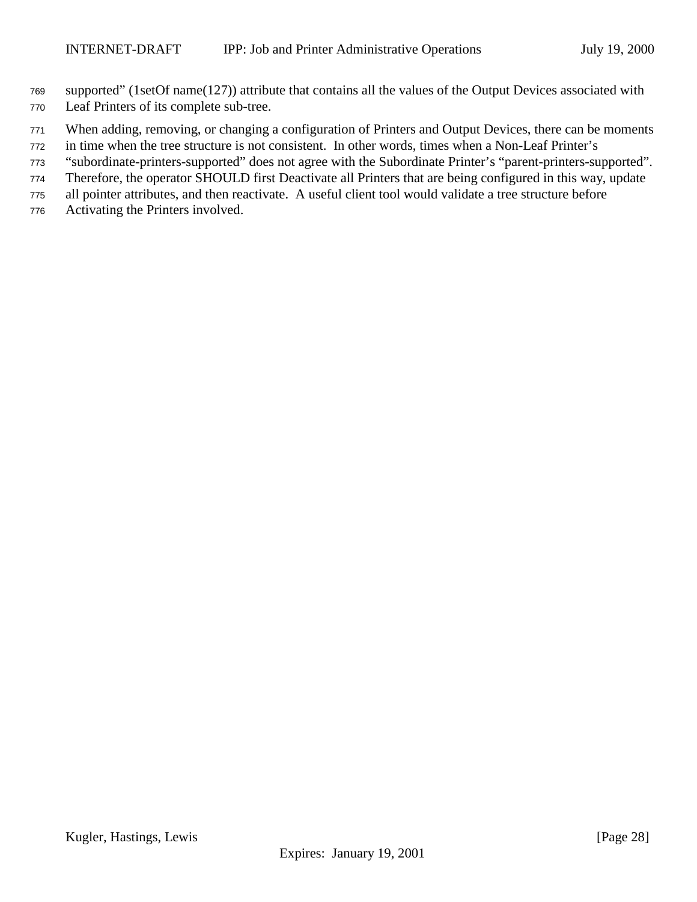supported" (1setOf name(127)) attribute that contains all the values of the Output Devices associated with Leaf Printers of its complete sub-tree.

When adding, removing, or changing a configuration of Printers and Output Devices, there can be moments in time when the tree structure is not consistent. In other words, times when a Non-Leaf Printer's "subordinate-printers-supported" does not agree with the Subordinate Printer's "parent-printers-supported". Therefore, the operator SHOULD first Deactivate all Printers that are being configured in this way, update all pointer attributes, and then reactivate. A useful client tool would validate a tree structure before Activating the Printers involved.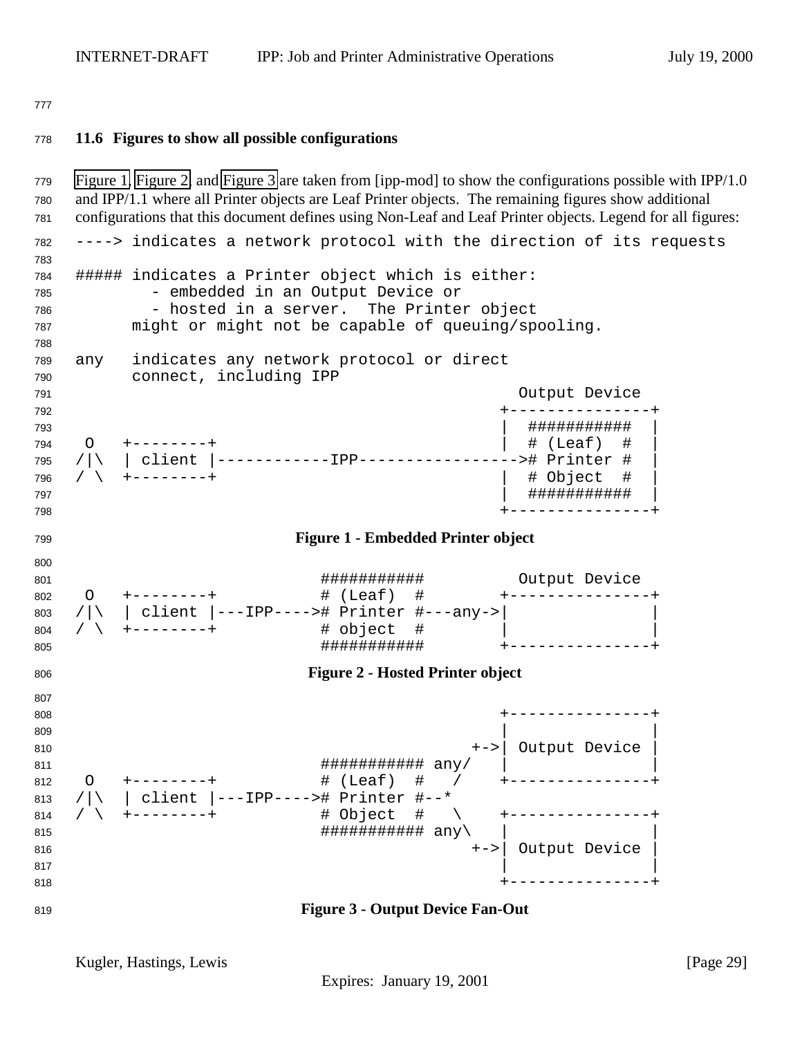### 11.6 Figures to show all possible configurations

Figure 1, Figure 2, and Figure 3 are taken from [ipp-mod] to show the configurations possible with IPP/1.0 and IPP/1.1 where all Printer objects are Leaf Printer objects. The remaining figures show additional configurations that this document defines using Non-Leaf and Leaf Printer objects. Legend for all figures:

```
----> indicates a network protocol with the direction of its requests

##### indicates a Printer object which is either:
        - embedded in an Output Device or
        - hosted in a server.  The Printer object
      might or might not be capable of queuing/spooling.

any   indicates any network protocol or direct
      connect, including IPP
                                                     Output Device
                                                   +---------------+
                                                   |  ###########  |
 O   +--------+                                    |  # (Leaf)  #  |
/|\  | client |------------IPP----------------->#  Printer #  |
/ \  +--------+                                    |  # Object  #  |
                                                   |  ###########  |
                                                   +---------------+
```

**Figure 1 - Embedded Printer object**

```
                          ###########          Output Device
 O   +--------+           # (Leaf)  #        +---------------+
/|\  | client |---IPP---->#  Printer #---any->|               |
/ \  +--------+           # object  #        |               |
                          ###########        +---------------+
```

**Figure 2 - Hosted Printer object**

```
                                             +---------------+
                                             |               |
                                          +->| Output Device |
                          ########### any/   |               |
 O   +--------+           # (Leaf)  #   /    +---------------+
/|\  | client |---IPP---->#  Printer #--*
/ \  +--------+           # Object  #   \    +---------------+
                          ########### any\   |               |
                                          +->| Output Device |
                                             |               |
                                             +---------------+
```

**Figure 3 - Output Device Fan-Out**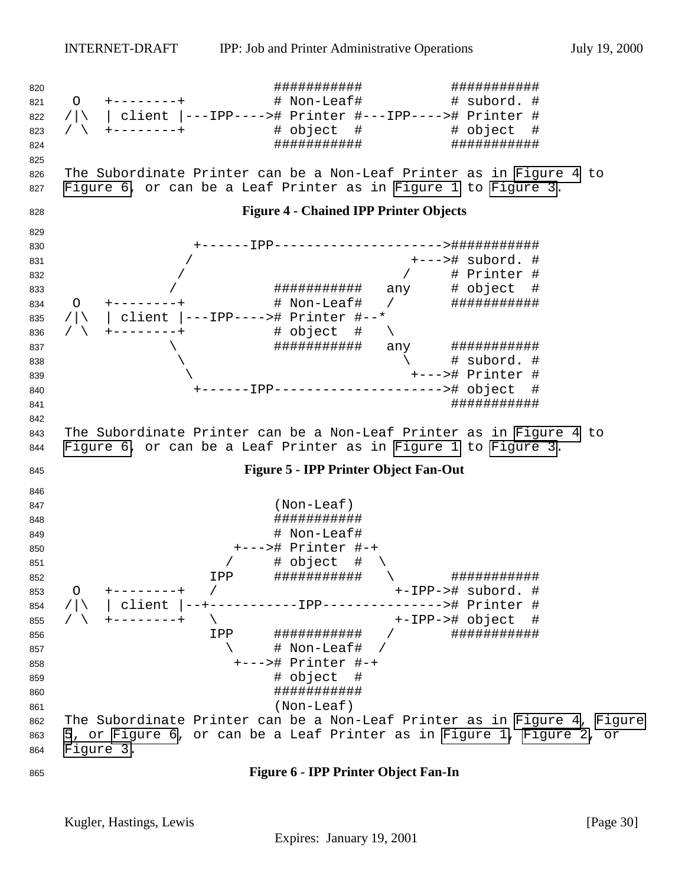```
                          ###########          ###########
 O   +--------+           # Non-Leaf#          # subord. #
/|\  | client |---IPP---->#  Printer #---IPP---->#  Printer #
/ \  +--------+           # object  #          # object  #
                          ###########          ###########
```

The Subordinate Printer can be a Non-Leaf Printer as in Figure 4 to Figure 6, or can be a Leaf Printer as in Figure 1 to Figure 3.

**Figure 4 - Chained IPP Printer Objects**

```
                +------IPP-------------------->###########
               /                          +--->#  subord. #
              /                          /     #  Printer #
             /            ###########   any    # object  #
 O   +--------+           # Non-Leaf#   /      ###########
/|\  | client |---IPP---->#  Printer #--*
/ \  +--------+           # object  #   \
             \            ###########   any    ###########
              \                          \     #  subord. #
               \                          +--->#  Printer #
                +------IPP-------------------->#  object  #
                                               ###########
```

The Subordinate Printer can be a Non-Leaf Printer as in Figure 4 to Figure 6, or can be a Leaf Printer as in Figure 1 to Figure 3.

**Figure 5 - IPP Printer Object Fan-Out**

```
                          (Non-Leaf)
                          ###########
                          # Non-Leaf#
                     +--->#  Printer #-+
                    /     # object  #  \
                  IPP     ###########   \        ###########
 O   +--------+   /                      +-IPP->#  subord. #
/|\  | client |--+-----------IPP--------------->#  Printer #
/ \  +--------+   \                      +-IPP->#  object  #
                  IPP     ###########   /        ###########
                    \     # Non-Leaf#  /
                     +--->#  Printer #-+
                          # object  #
                          ###########
                          (Non-Leaf)
```

The Subordinate Printer can be a Non-Leaf Printer as in Figure 4, Figure 5, or Figure 6, or can be a Leaf Printer as in Figure 1, Figure 2, or Figure 3.

**Figure 6 - IPP Printer Object Fan-In**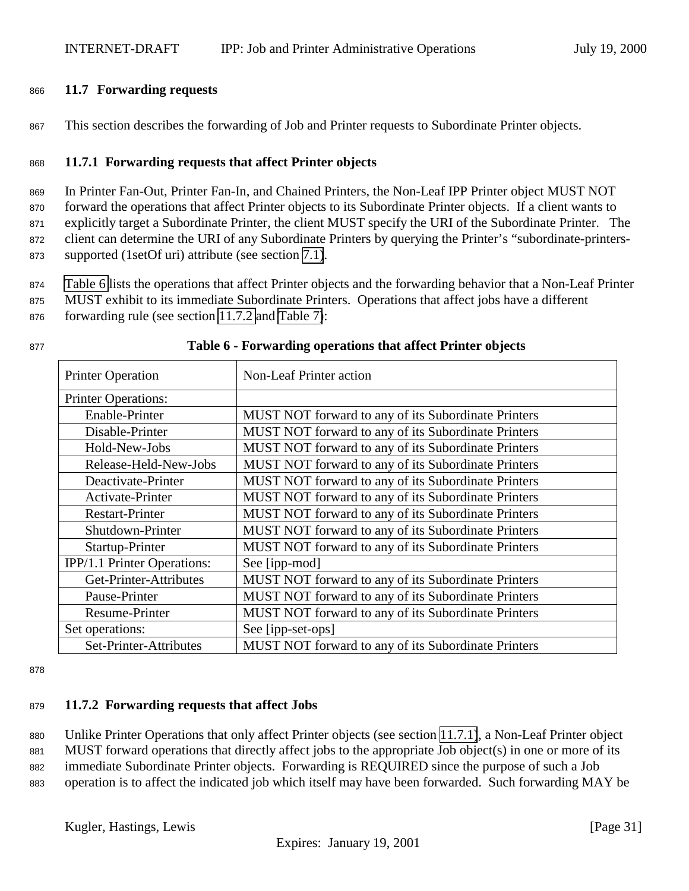### 11.7 Forwarding requests

This section describes the forwarding of Job and Printer requests to Subordinate Printer objects.

#### 11.7.1 Forwarding requests that affect Printer objects

In Printer Fan-Out, Printer Fan-In, and Chained Printers, the Non-Leaf IPP Printer object MUST NOT forward the operations that affect Printer objects to its Subordinate Printer objects. If a client wants to explicitly target a Subordinate Printer, the client MUST specify the URI of the Subordinate Printer. The client can determine the URI of any Subordinate Printers by querying the Printer's "subordinate-printers-supported (1setOf uri) attribute (see section 7.1).

Table 6 lists the operations that affect Printer objects and the forwarding behavior that a Non-Leaf Printer MUST exhibit to its immediate Subordinate Printers. Operations that affect jobs have a different forwarding rule (see section 11.7.2 and Table 7):

**Table 6 - Forwarding operations that affect Printer objects**

| Printer Operation | Non-Leaf Printer action |
|---|---|
| Printer Operations: | |
| Enable-Printer | MUST NOT forward to any of its Subordinate Printers |
| Disable-Printer | MUST NOT forward to any of its Subordinate Printers |
| Hold-New-Jobs | MUST NOT forward to any of its Subordinate Printers |
| Release-Held-New-Jobs | MUST NOT forward to any of its Subordinate Printers |
| Deactivate-Printer | MUST NOT forward to any of its Subordinate Printers |
| Activate-Printer | MUST NOT forward to any of its Subordinate Printers |
| Restart-Printer | MUST NOT forward to any of its Subordinate Printers |
| Shutdown-Printer | MUST NOT forward to any of its Subordinate Printers |
| Startup-Printer | MUST NOT forward to any of its Subordinate Printers |
| IPP/1.1 Printer Operations: | See [ipp-mod] |
| Get-Printer-Attributes | MUST NOT forward to any of its Subordinate Printers |
| Pause-Printer | MUST NOT forward to any of its Subordinate Printers |
| Resume-Printer | MUST NOT forward to any of its Subordinate Printers |
| Set operations: | See [ipp-set-ops] |
| Set-Printer-Attributes | MUST NOT forward to any of its Subordinate Printers |

#### 11.7.2 Forwarding requests that affect Jobs

Unlike Printer Operations that only affect Printer objects (see section 11.7.1), a Non-Leaf Printer object MUST forward operations that directly affect jobs to the appropriate Job object(s) in one or more of its immediate Subordinate Printer objects. Forwarding is REQUIRED since the purpose of such a Job operation is to affect the indicated job which itself may have been forwarded. Such forwarding MAY be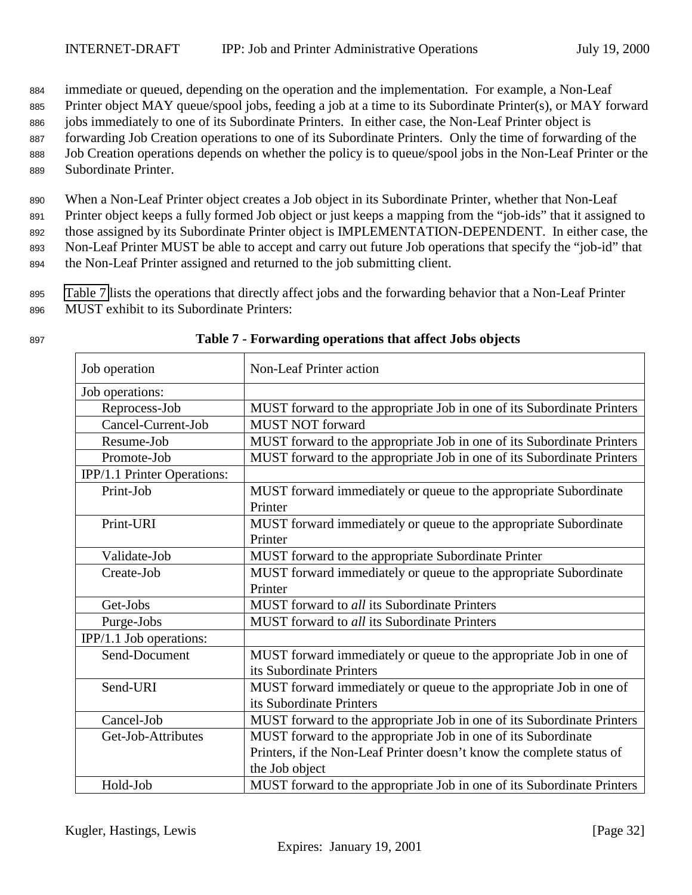immediate or queued, depending on the operation and the implementation. For example, a Non-Leaf Printer object MAY queue/spool jobs, feeding a job at a time to its Subordinate Printer(s), or MAY forward jobs immediately to one of its Subordinate Printers. In either case, the Non-Leaf Printer object is forwarding Job Creation operations to one of its Subordinate Printers. Only the time of forwarding of the Job Creation operations depends on whether the policy is to queue/spool jobs in the Non-Leaf Printer or the Subordinate Printer.

When a Non-Leaf Printer object creates a Job object in its Subordinate Printer, whether that Non-Leaf Printer object keeps a fully formed Job object or just keeps a mapping from the "job-ids" that it assigned to those assigned by its Subordinate Printer object is IMPLEMENTATION-DEPENDENT. In either case, the Non-Leaf Printer MUST be able to accept and carry out future Job operations that specify the "job-id" that the Non-Leaf Printer assigned and returned to the job submitting client.

Table 7 lists the operations that directly affect jobs and the forwarding behavior that a Non-Leaf Printer MUST exhibit to its Subordinate Printers:

**Table 7 - Forwarding operations that affect Jobs objects**

| Job operation | Non-Leaf Printer action |
|---|---|
| Job operations: | |
| Reprocess-Job | MUST forward to the appropriate Job in one of its Subordinate Printers |
| Cancel-Current-Job | MUST NOT forward |
| Resume-Job | MUST forward to the appropriate Job in one of its Subordinate Printers |
| Promote-Job | MUST forward to the appropriate Job in one of its Subordinate Printers |
| IPP/1.1 Printer Operations: | |
| Print-Job | MUST forward immediately or queue to the appropriate Subordinate Printer |
| Print-URI | MUST forward immediately or queue to the appropriate Subordinate Printer |
| Validate-Job | MUST forward to the appropriate Subordinate Printer |
| Create-Job | MUST forward immediately or queue to the appropriate Subordinate Printer |
| Get-Jobs | MUST forward to *all* its Subordinate Printers |
| Purge-Jobs | MUST forward to *all* its Subordinate Printers |
| IPP/1.1 Job operations: | |
| Send-Document | MUST forward immediately or queue to the appropriate Job in one of its Subordinate Printers |
| Send-URI | MUST forward immediately or queue to the appropriate Job in one of its Subordinate Printers |
| Cancel-Job | MUST forward to the appropriate Job in one of its Subordinate Printers |
| Get-Job-Attributes | MUST forward to the appropriate Job in one of its Subordinate Printers, if the Non-Leaf Printer doesn't know the complete status of the Job object |
| Hold-Job | MUST forward to the appropriate Job in one of its Subordinate Printers |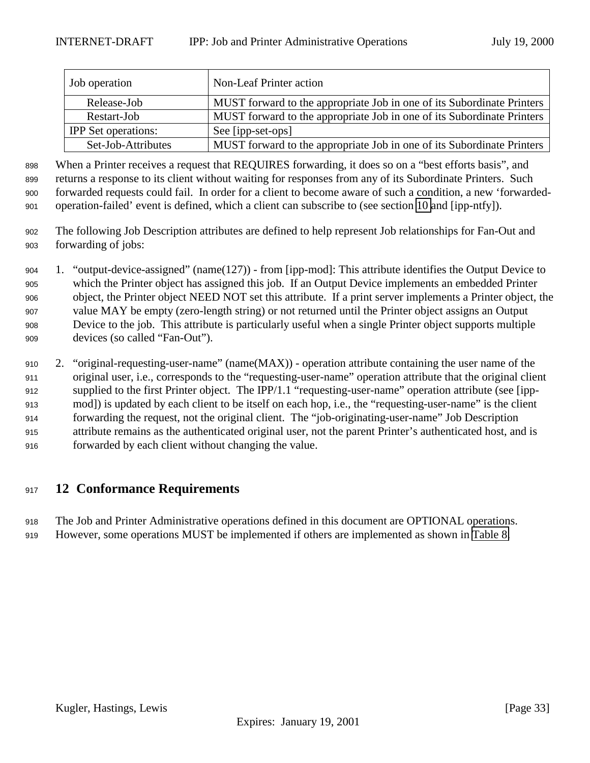| Job operation | Non-Leaf Printer action |
|---|---|
| Release-Job | MUST forward to the appropriate Job in one of its Subordinate Printers |
| Restart-Job | MUST forward to the appropriate Job in one of its Subordinate Printers |
| IPP Set operations: | See [ipp-set-ops] |
| Set-Job-Attributes | MUST forward to the appropriate Job in one of its Subordinate Printers |

When a Printer receives a request that REQUIRES forwarding, it does so on a "best efforts basis", and returns a response to its client without waiting for responses from any of its Subordinate Printers. Such forwarded requests could fail. In order for a client to become aware of such a condition, a new 'forwarded-operation-failed' event is defined, which a client can subscribe to (see section 10 and [ipp-ntfy]).

The following Job Description attributes are defined to help represent Job relationships for Fan-Out and forwarding of jobs:

1. "output-device-assigned" (name(127)) - from [ipp-mod]: This attribute identifies the Output Device to which the Printer object has assigned this job. If an Output Device implements an embedded Printer object, the Printer object NEED NOT set this attribute. If a print server implements a Printer object, the value MAY be empty (zero-length string) or not returned until the Printer object assigns an Output Device to the job. This attribute is particularly useful when a single Printer object supports multiple devices (so called "Fan-Out").

2. "original-requesting-user-name" (name(MAX)) - operation attribute containing the user name of the original user, i.e., corresponds to the "requesting-user-name" operation attribute that the original client supplied to the first Printer object. The IPP/1.1 "requesting-user-name" operation attribute (see [ipp-mod]) is updated by each client to be itself on each hop, i.e., the "requesting-user-name" is the client forwarding the request, not the original client. The "job-originating-user-name" Job Description attribute remains as the authenticated original user, not the parent Printer's authenticated host, and is forwarded by each client without changing the value.

# 12 Conformance Requirements

The Job and Printer Administrative operations defined in this document are OPTIONAL operations. However, some operations MUST be implemented if others are implemented as shown in Table 8.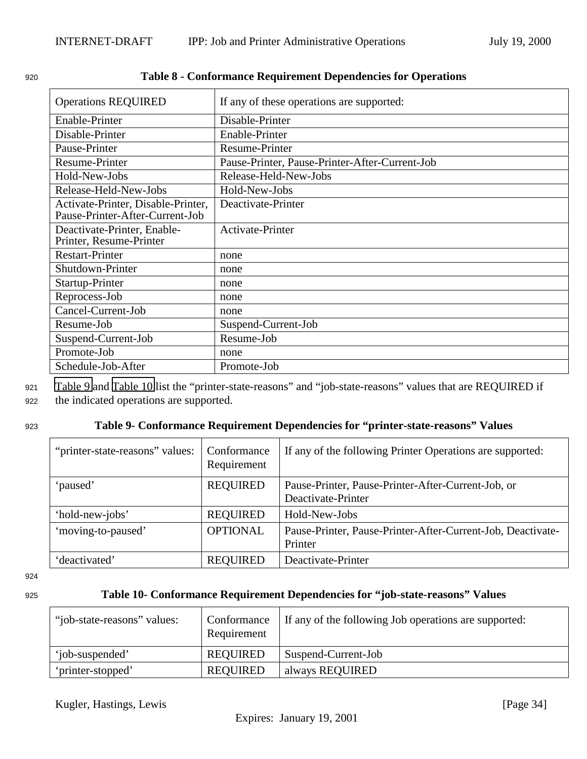**Table 8 - Conformance Requirement Dependencies for Operations**

| Operations REQUIRED | If any of these operations are supported: |
|---|---|
| Enable-Printer | Disable-Printer |
| Disable-Printer | Enable-Printer |
| Pause-Printer | Resume-Printer |
| Resume-Printer | Pause-Printer, Pause-Printer-After-Current-Job |
| Hold-New-Jobs | Release-Held-New-Jobs |
| Release-Held-New-Jobs | Hold-New-Jobs |
| Activate-Printer, Disable-Printer, Pause-Printer-After-Current-Job | Deactivate-Printer |
| Deactivate-Printer, Enable-Printer, Resume-Printer | Activate-Printer |
| Restart-Printer | none |
| Shutdown-Printer | none |
| Startup-Printer | none |
| Reprocess-Job | none |
| Cancel-Current-Job | none |
| Resume-Job | Suspend-Current-Job |
| Suspend-Current-Job | Resume-Job |
| Promote-Job | none |
| Schedule-Job-After | Promote-Job |

Table 9 and Table 10 list the “printer-state-reasons” and “job-state-reasons” values that are REQUIRED if the indicated operations are supported.

**Table 9- Conformance Requirement Dependencies for “printer-state-reasons” Values**

| “printer-state-reasons” values: | Conformance Requirement | If any of the following Printer Operations are supported: |
|---|---|---|
| ‘paused’ | REQUIRED | Pause-Printer, Pause-Printer-After-Current-Job, or Deactivate-Printer |
| ‘hold-new-jobs’ | REQUIRED | Hold-New-Jobs |
| ‘moving-to-paused’ | OPTIONAL | Pause-Printer, Pause-Printer-After-Current-Job, Deactivate-Printer |
| ‘deactivated’ | REQUIRED | Deactivate-Printer |

**Table 10- Conformance Requirement Dependencies for “job-state-reasons” Values**

| “job-state-reasons” values: | Conformance Requirement | If any of the following Job operations are supported: |
|---|---|---|
| ‘job-suspended’ | REQUIRED | Suspend-Current-Job |
| ‘printer-stopped’ | REQUIRED | always REQUIRED |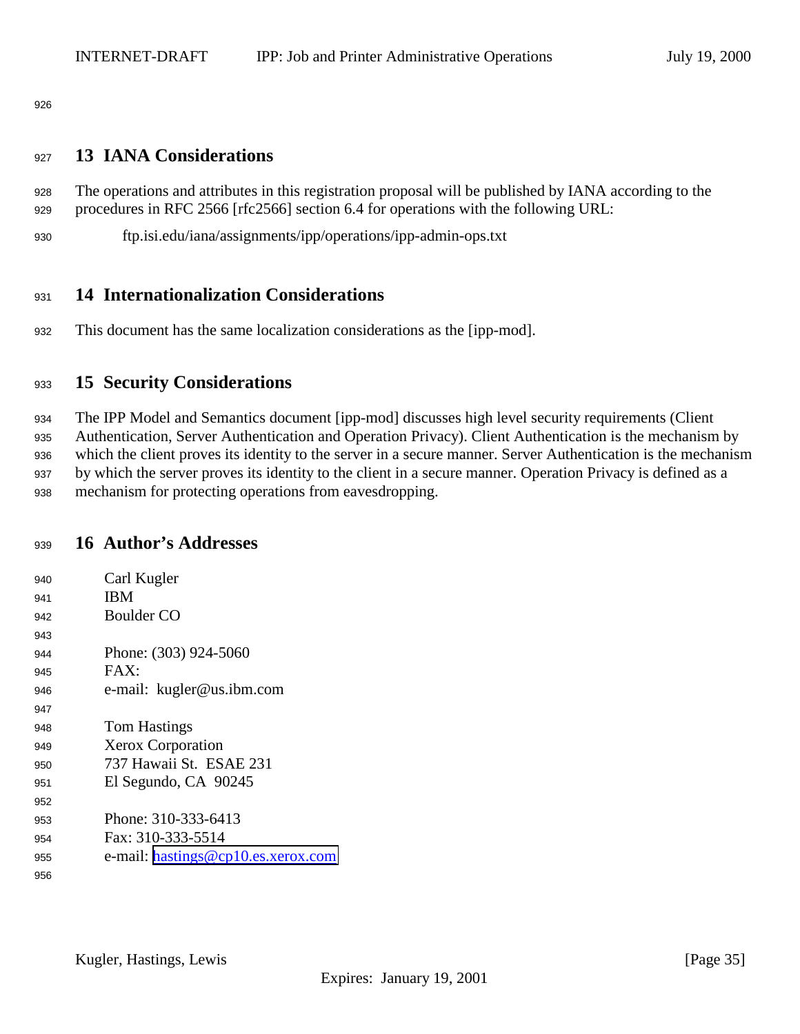## 13 IANA Considerations

The operations and attributes in this registration proposal will be published by IANA according to the procedures in RFC 2566 [rfc2566] section 6.4 for operations with the following URL:

ftp.isi.edu/iana/assignments/ipp/operations/ipp-admin-ops.txt

## 14 Internationalization Considerations

This document has the same localization considerations as the [ipp-mod].

## 15 Security Considerations

The IPP Model and Semantics document [ipp-mod] discusses high level security requirements (Client Authentication, Server Authentication and Operation Privacy). Client Authentication is the mechanism by which the client proves its identity to the server in a secure manner. Server Authentication is the mechanism by which the server proves its identity to the client in a secure manner. Operation Privacy is defined as a mechanism for protecting operations from eavesdropping.

## 16 Author's Addresses

Carl Kugler
IBM
Boulder CO

Phone: (303) 924-5060
FAX:
e-mail: kugler@us.ibm.com

Tom Hastings
Xerox Corporation
737 Hawaii St. ESAE 231
El Segundo, CA 90245

Phone: 310-333-6413
Fax: 310-333-5514
e-mail: hastings@cp10.es.xerox.com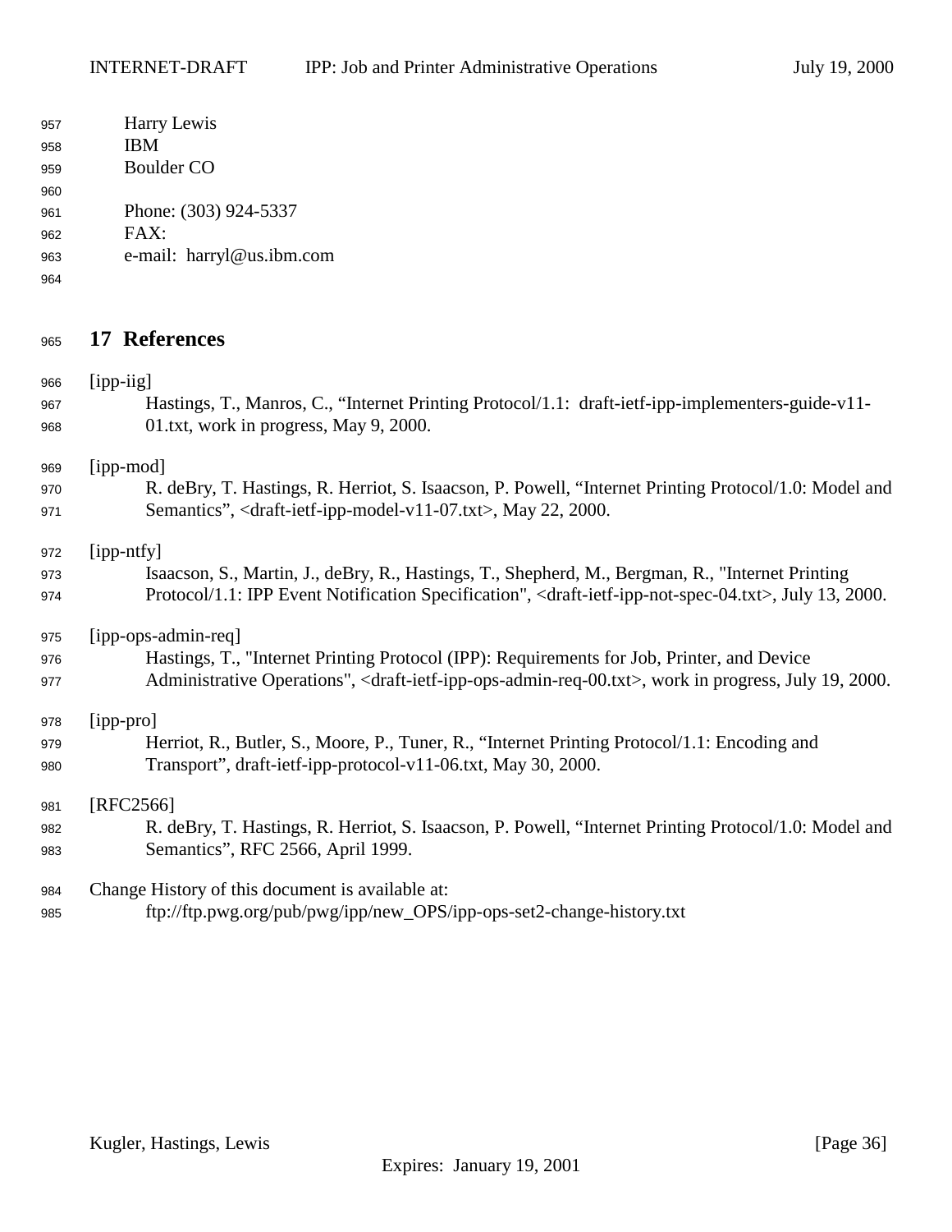Harry Lewis
IBM
Boulder CO

Phone: (303) 924-5337
FAX:
e-mail: harryl@us.ibm.com

# 17 References

[ipp-iig]
Hastings, T., Manros, C., “Internet Printing Protocol/1.1: draft-ietf-ipp-implementers-guide-v11-01.txt, work in progress, May 9, 2000.

[ipp-mod]
R. deBry, T. Hastings, R. Herriot, S. Isaacson, P. Powell, “Internet Printing Protocol/1.0: Model and Semantics”, <draft-ietf-ipp-model-v11-07.txt>, May 22, 2000.

[ipp-ntfy]
Isaacson, S., Martin, J., deBry, R., Hastings, T., Shepherd, M., Bergman, R., "Internet Printing Protocol/1.1: IPP Event Notification Specification", <draft-ietf-ipp-not-spec-04.txt>, July 13, 2000.

[ipp-ops-admin-req]
Hastings, T., "Internet Printing Protocol (IPP): Requirements for Job, Printer, and Device Administrative Operations", <draft-ietf-ipp-ops-admin-req-00.txt>, work in progress, July 19, 2000.

[ipp-pro]
Herriot, R., Butler, S., Moore, P., Tuner, R., “Internet Printing Protocol/1.1: Encoding and Transport”, draft-ietf-ipp-protocol-v11-06.txt, May 30, 2000.

[RFC2566]
R. deBry, T. Hastings, R. Herriot, S. Isaacson, P. Powell, “Internet Printing Protocol/1.0: Model and Semantics”, RFC 2566, April 1999.

Change History of this document is available at:
ftp://ftp.pwg.org/pub/pwg/ipp/new_OPS/ipp-ops-set2-change-history.txt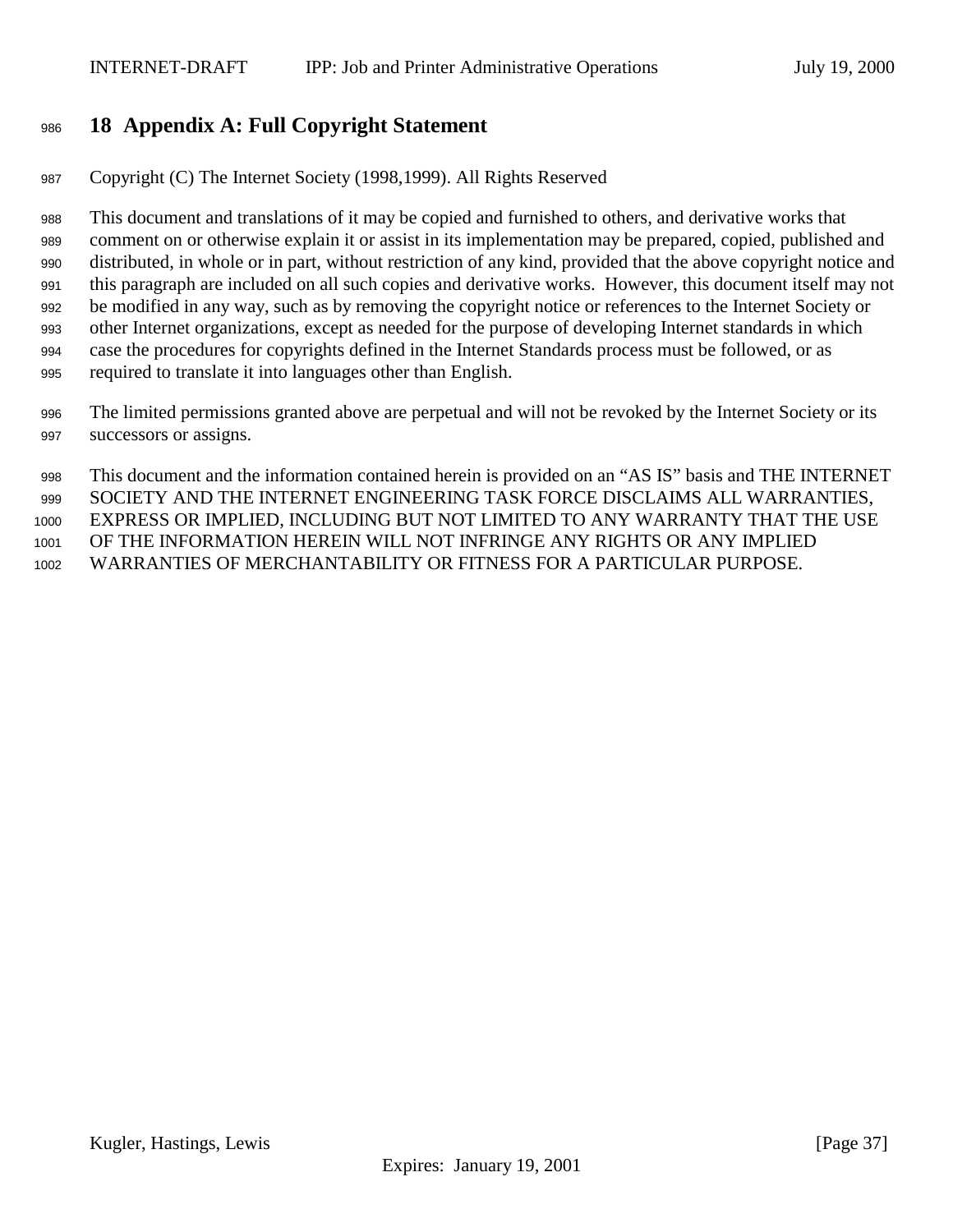# 18 Appendix A: Full Copyright Statement

Copyright (C) The Internet Society (1998,1999). All Rights Reserved

This document and translations of it may be copied and furnished to others, and derivative works that comment on or otherwise explain it or assist in its implementation may be prepared, copied, published and distributed, in whole or in part, without restriction of any kind, provided that the above copyright notice and this paragraph are included on all such copies and derivative works. However, this document itself may not be modified in any way, such as by removing the copyright notice or references to the Internet Society or other Internet organizations, except as needed for the purpose of developing Internet standards in which case the procedures for copyrights defined in the Internet Standards process must be followed, or as required to translate it into languages other than English.

The limited permissions granted above are perpetual and will not be revoked by the Internet Society or its successors or assigns.

This document and the information contained herein is provided on an "AS IS" basis and THE INTERNET SOCIETY AND THE INTERNET ENGINEERING TASK FORCE DISCLAIMS ALL WARRANTIES, EXPRESS OR IMPLIED, INCLUDING BUT NOT LIMITED TO ANY WARRANTY THAT THE USE OF THE INFORMATION HEREIN WILL NOT INFRINGE ANY RIGHTS OR ANY IMPLIED WARRANTIES OF MERCHANTABILITY OR FITNESS FOR A PARTICULAR PURPOSE.